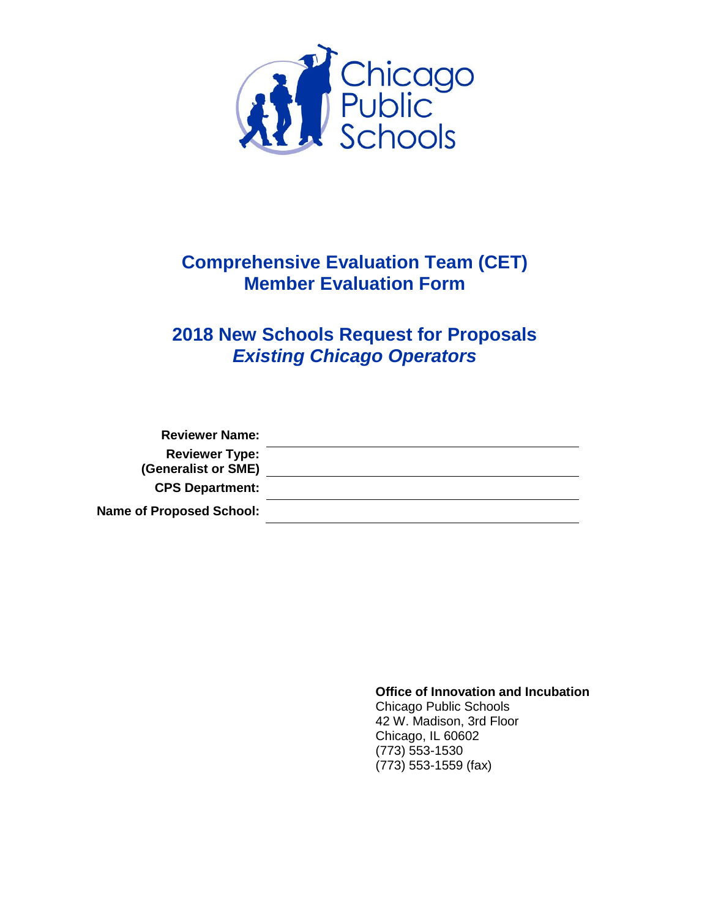Chicago Public Schools

# Comprehensive Evaluation Team (CET) Member Evaluation Form

## 2018 New Schools Request for Proposals
## *Existing Chicago Operators*

**Reviewer Name:** ______________________________

**Reviewer Type: (Generalist or SME)** ______________________________

**CPS Department:** ______________________________

**Name of Proposed School:** ______________________________

**Office of Innovation and Incubation**
Chicago Public Schools
42 W. Madison, 3rd Floor
Chicago, IL 60602
(773) 553-1530
(773) 553-1559 (fax)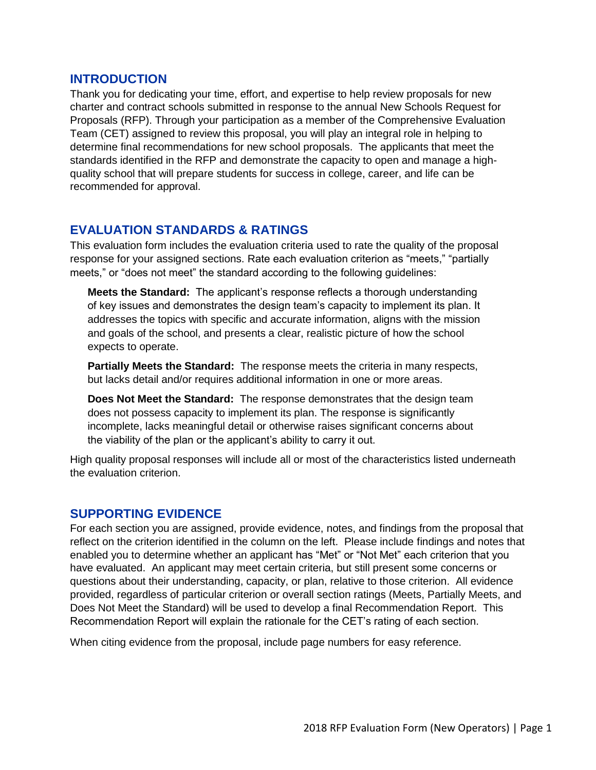## INTRODUCTION

Thank you for dedicating your time, effort, and expertise to help review proposals for new charter and contract schools submitted in response to the annual New Schools Request for Proposals (RFP). Through your participation as a member of the Comprehensive Evaluation Team (CET) assigned to review this proposal, you will play an integral role in helping to determine final recommendations for new school proposals. The applicants that meet the standards identified in the RFP and demonstrate the capacity to open and manage a high-quality school that will prepare students for success in college, career, and life can be recommended for approval.

## EVALUATION STANDARDS & RATINGS

This evaluation form includes the evaluation criteria used to rate the quality of the proposal response for your assigned sections. Rate each evaluation criterion as "meets," "partially meets," or "does not meet" the standard according to the following guidelines:

**Meets the Standard:** The applicant's response reflects a thorough understanding of key issues and demonstrates the design team's capacity to implement its plan. It addresses the topics with specific and accurate information, aligns with the mission and goals of the school, and presents a clear, realistic picture of how the school expects to operate.

**Partially Meets the Standard:** The response meets the criteria in many respects, but lacks detail and/or requires additional information in one or more areas.

**Does Not Meet the Standard:** The response demonstrates that the design team does not possess capacity to implement its plan. The response is significantly incomplete, lacks meaningful detail or otherwise raises significant concerns about the viability of the plan or the applicant's ability to carry it out.

High quality proposal responses will include all or most of the characteristics listed underneath the evaluation criterion.

## SUPPORTING EVIDENCE

For each section you are assigned, provide evidence, notes, and findings from the proposal that reflect on the criterion identified in the column on the left. Please include findings and notes that enabled you to determine whether an applicant has "Met" or "Not Met" each criterion that you have evaluated. An applicant may meet certain criteria, but still present some concerns or questions about their understanding, capacity, or plan, relative to those criterion. All evidence provided, regardless of particular criterion or overall section ratings (Meets, Partially Meets, and Does Not Meet the Standard) will be used to develop a final Recommendation Report. This Recommendation Report will explain the rationale for the CET's rating of each section.

When citing evidence from the proposal, include page numbers for easy reference.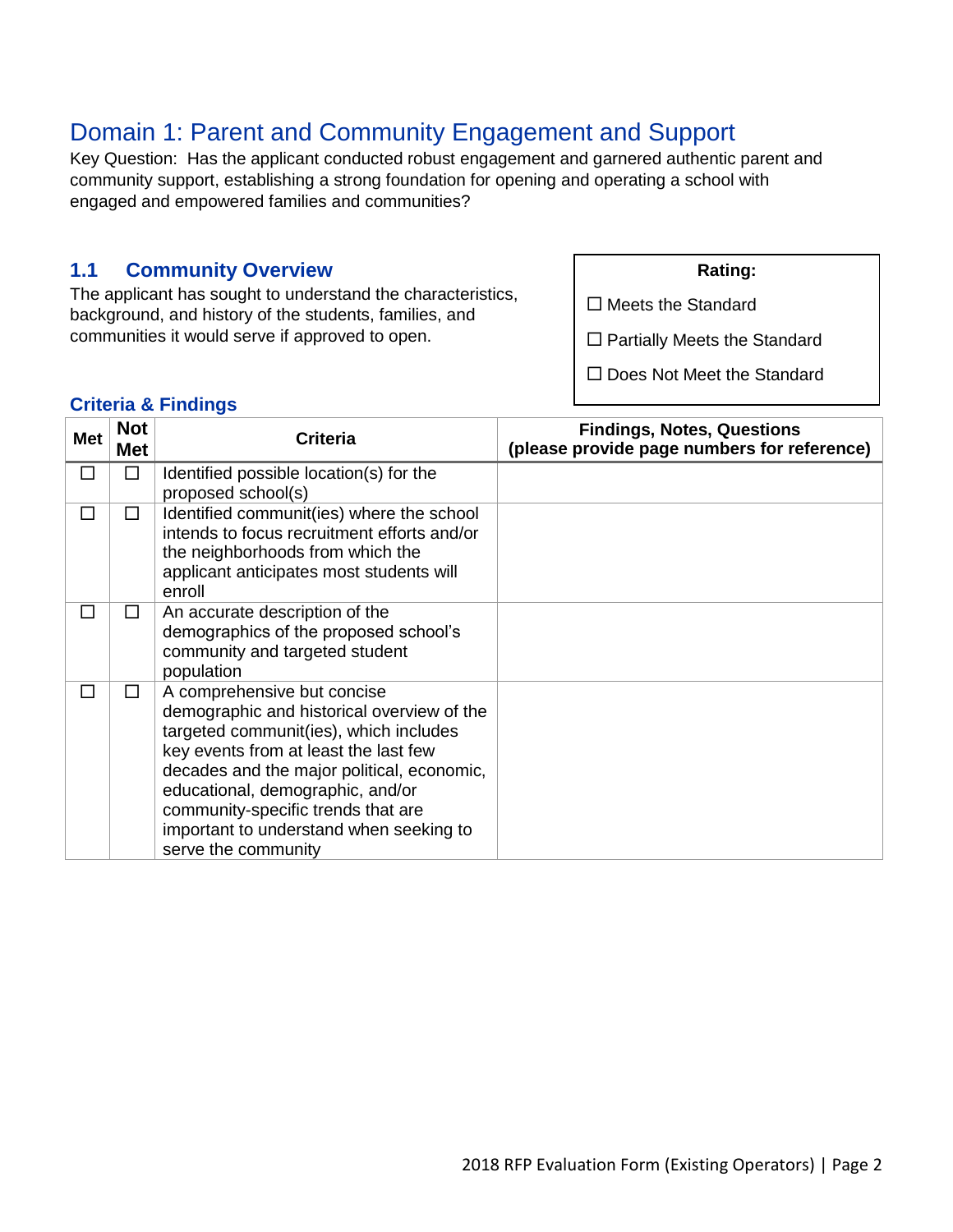# Domain 1: Parent and Community Engagement and Support

Key Question: Has the applicant conducted robust engagement and garnered authentic parent and community support, establishing a strong foundation for opening and operating a school with engaged and empowered families and communities?

## 1.1 Community Overview

The applicant has sought to understand the characteristics, background, and history of the students, families, and communities it would serve if approved to open.

**Rating:**

☐ Meets the Standard

☐ Partially Meets the Standard

☐ Does Not Meet the Standard

### Criteria & Findings

| Met | Not Met | Criteria | Findings, Notes, Questions (please provide page numbers for reference) |
|---|---|---|---|
| ☐ | ☐ | Identified possible location(s) for the proposed school(s) | |
| ☐ | ☐ | Identified communit(ies) where the school intends to focus recruitment efforts and/or the neighborhoods from which the applicant anticipates most students will enroll | |
| ☐ | ☐ | An accurate description of the demographics of the proposed school's community and targeted student population | |
| ☐ | ☐ | A comprehensive but concise demographic and historical overview of the targeted communit(ies), which includes key events from at least the last few decades and the major political, economic, educational, demographic, and/or community-specific trends that are important to understand when seeking to serve the community | |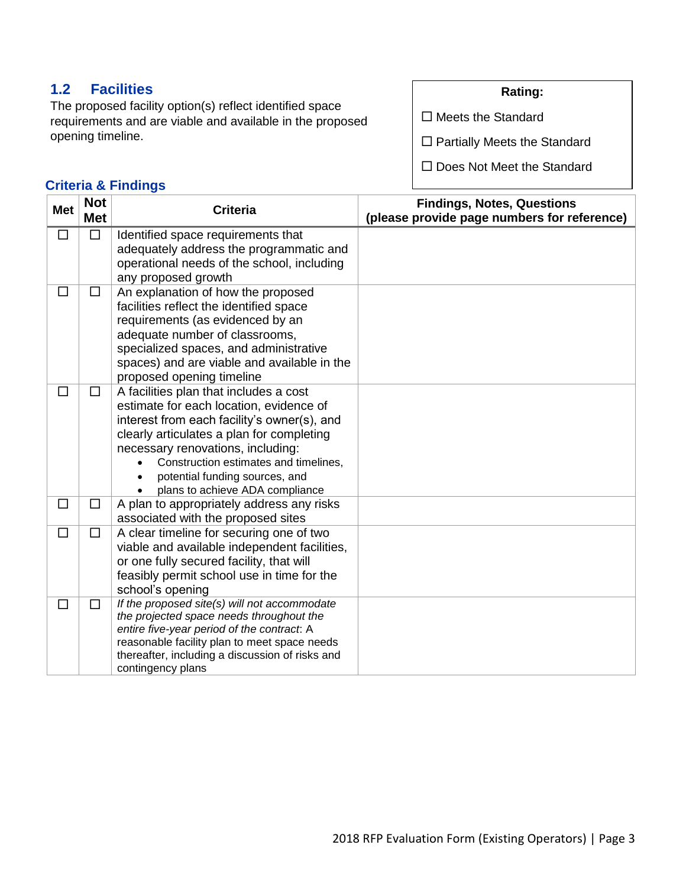## 1.2 Facilities

The proposed facility option(s) reflect identified space requirements and are viable and available in the proposed opening timeline.

**Rating:**

☐ Meets the Standard

☐ Partially Meets the Standard

☐ Does Not Meet the Standard

### Criteria & Findings

| Met | Not Met | Criteria | Findings, Notes, Questions (please provide page numbers for reference) |
|---|---|---|---|
| ☐ | ☐ | Identified space requirements that adequately address the programmatic and operational needs of the school, including any proposed growth | |
| ☐ | ☐ | An explanation of how the proposed facilities reflect the identified space requirements (as evidenced by an adequate number of classrooms, specialized spaces, and administrative spaces) and are viable and available in the proposed opening timeline | |
| ☐ | ☐ | A facilities plan that includes a cost estimate for each location, evidence of interest from each facility's owner(s), and clearly articulates a plan for completing necessary renovations, including: <br>• Construction estimates and timelines, <br>• potential funding sources, and <br>• plans to achieve ADA compliance | |
| ☐ | ☐ | A plan to appropriately address any risks associated with the proposed sites | |
| ☐ | ☐ | A clear timeline for securing one of two viable and available independent facilities, or one fully secured facility, that will feasibly permit school use in time for the school's opening | |
| ☐ | ☐ | *If the proposed site(s) will not accommodate the projected space needs throughout the entire five-year period of the contract*: A reasonable facility plan to meet space needs thereafter, including a discussion of risks and contingency plans | |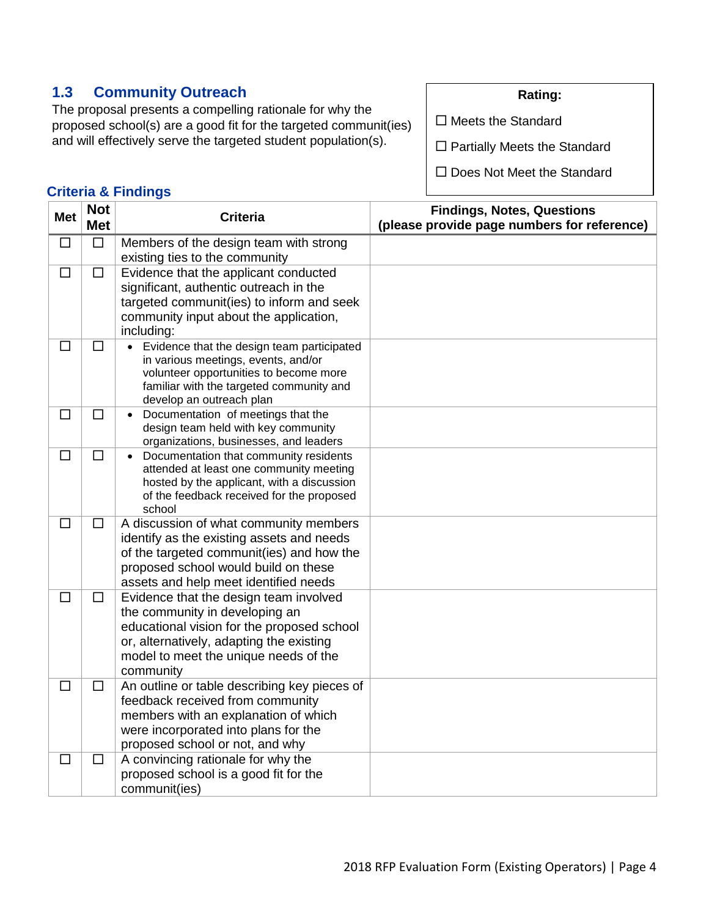## 1.3 Community Outreach

The proposal presents a compelling rationale for why the proposed school(s) are a good fit for the targeted communit(ies) and will effectively serve the targeted student population(s).

**Rating:**

☐ Meets the Standard

☐ Partially Meets the Standard

☐ Does Not Meet the Standard

### Criteria & Findings

| Met | Not Met | Criteria | Findings, Notes, Questions (please provide page numbers for reference) |
|---|---|---|---|
| ☐ | ☐ | Members of the design team with strong existing ties to the community | |
| ☐ | ☐ | Evidence that the applicant conducted significant, authentic outreach in the targeted communit(ies) to inform and seek community input about the application, including: | |
| ☐ | ☐ | • Evidence that the design team participated in various meetings, events, and/or volunteer opportunities to become more familiar with the targeted community and develop an outreach plan | |
| ☐ | ☐ | • Documentation of meetings that the design team held with key community organizations, businesses, and leaders | |
| ☐ | ☐ | • Documentation that community residents attended at least one community meeting hosted by the applicant, with a discussion of the feedback received for the proposed school | |
| ☐ | ☐ | A discussion of what community members identify as the existing assets and needs of the targeted communit(ies) and how the proposed school would build on these assets and help meet identified needs | |
| ☐ | ☐ | Evidence that the design team involved the community in developing an educational vision for the proposed school or, alternatively, adapting the existing model to meet the unique needs of the community | |
| ☐ | ☐ | An outline or table describing key pieces of feedback received from community members with an explanation of which were incorporated into plans for the proposed school or not, and why | |
| ☐ | ☐ | A convincing rationale for why the proposed school is a good fit for the communit(ies) | |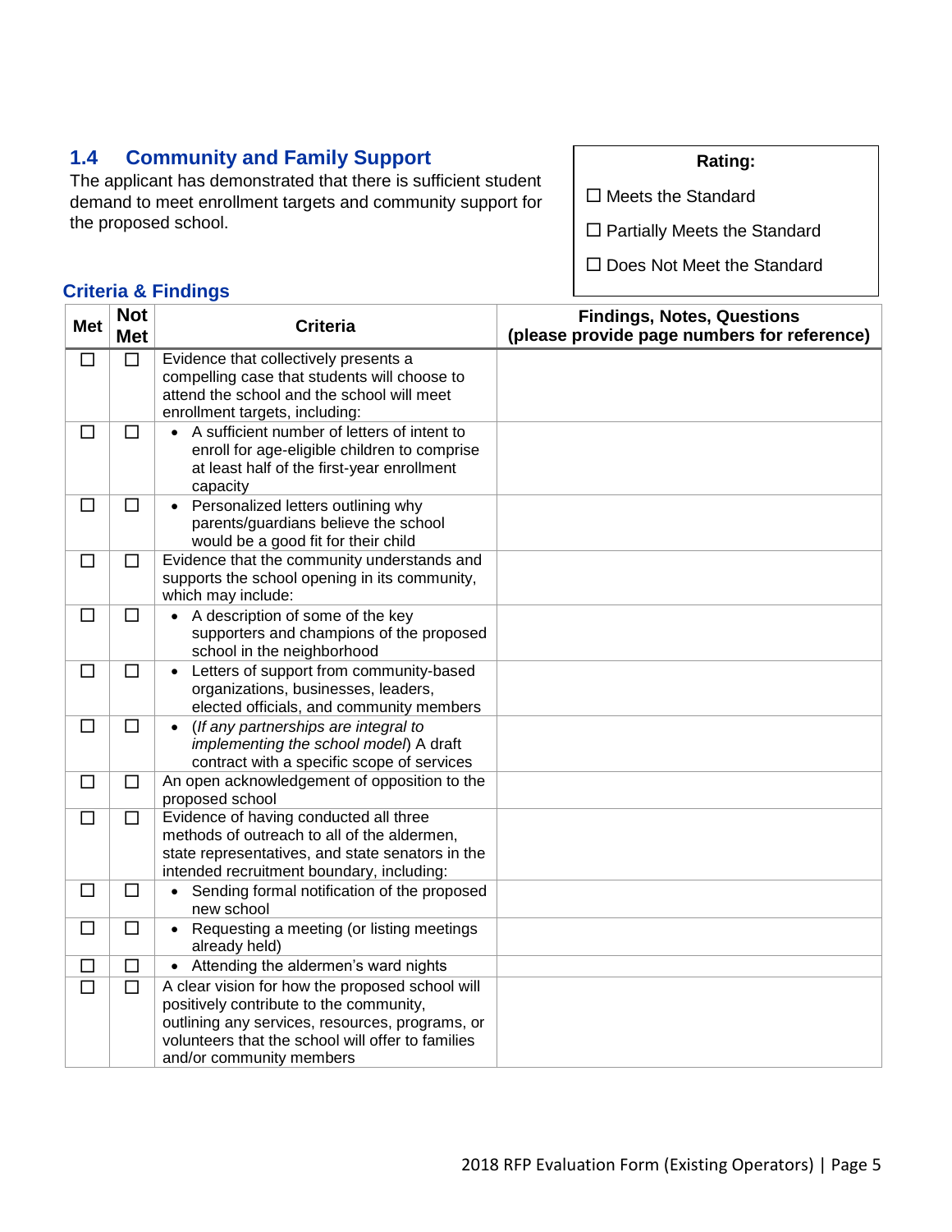## 1.4 Community and Family Support

The applicant has demonstrated that there is sufficient student demand to meet enrollment targets and community support for the proposed school.

**Rating:**

☐ Meets the Standard

☐ Partially Meets the Standard

☐ Does Not Meet the Standard

### Criteria & Findings

| Met | Not Met | Criteria | Findings, Notes, Questions (please provide page numbers for reference) |
|---|---|---|---|
| ☐ | ☐ | Evidence that collectively presents a compelling case that students will choose to attend the school and the school will meet enrollment targets, including: | |
| ☐ | ☐ | • A sufficient number of letters of intent to enroll for age-eligible children to comprise at least half of the first-year enrollment capacity | |
| ☐ | ☐ | • Personalized letters outlining why parents/guardians believe the school would be a good fit for their child | |
| ☐ | ☐ | Evidence that the community understands and supports the school opening in its community, which may include: | |
| ☐ | ☐ | • A description of some of the key supporters and champions of the proposed school in the neighborhood | |
| ☐ | ☐ | • Letters of support from community-based organizations, businesses, leaders, elected officials, and community members | |
| ☐ | ☐ | • (*If any partnerships are integral to implementing the school model*) A draft contract with a specific scope of services | |
| ☐ | ☐ | An open acknowledgement of opposition to the proposed school | |
| ☐ | ☐ | Evidence of having conducted all three methods of outreach to all of the aldermen, state representatives, and state senators in the intended recruitment boundary, including: | |
| ☐ | ☐ | • Sending formal notification of the proposed new school | |
| ☐ | ☐ | • Requesting a meeting (or listing meetings already held) | |
| ☐ | ☐ | • Attending the aldermen's ward nights | |
| ☐ | ☐ | A clear vision for how the proposed school will positively contribute to the community, outlining any services, resources, programs, or volunteers that the school will offer to families and/or community members | |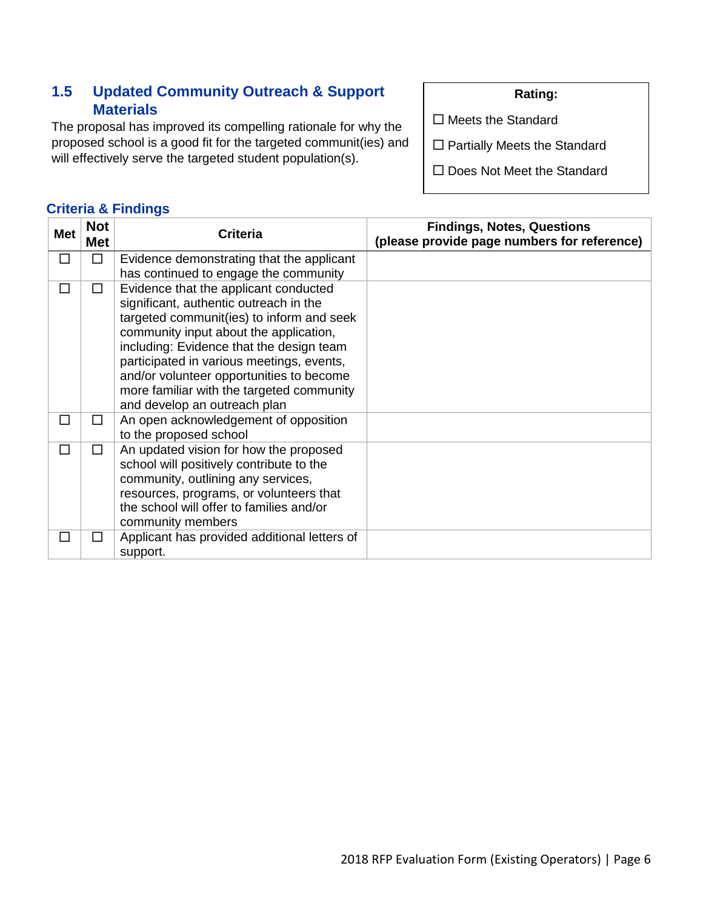## 1.5 Updated Community Outreach & Support Materials

The proposal has improved its compelling rationale for why the proposed school is a good fit for the targeted communit(ies) and will effectively serve the targeted student population(s).

**Rating:**

☐ Meets the Standard

☐ Partially Meets the Standard

☐ Does Not Meet the Standard

### Criteria & Findings

| Met | Not Met | Criteria | Findings, Notes, Questions (please provide page numbers for reference) |
|---|---|---|---|
| ☐ | ☐ | Evidence demonstrating that the applicant has continued to engage the community | |
| ☐ | ☐ | Evidence that the applicant conducted significant, authentic outreach in the targeted communit(ies) to inform and seek community input about the application, including: Evidence that the design team participated in various meetings, events, and/or volunteer opportunities to become more familiar with the targeted community and develop an outreach plan | |
| ☐ | ☐ | An open acknowledgement of opposition to the proposed school | |
| ☐ | ☐ | An updated vision for how the proposed school will positively contribute to the community, outlining any services, resources, programs, or volunteers that the school will offer to families and/or community members | |
| ☐ | ☐ | Applicant has provided additional letters of support. | |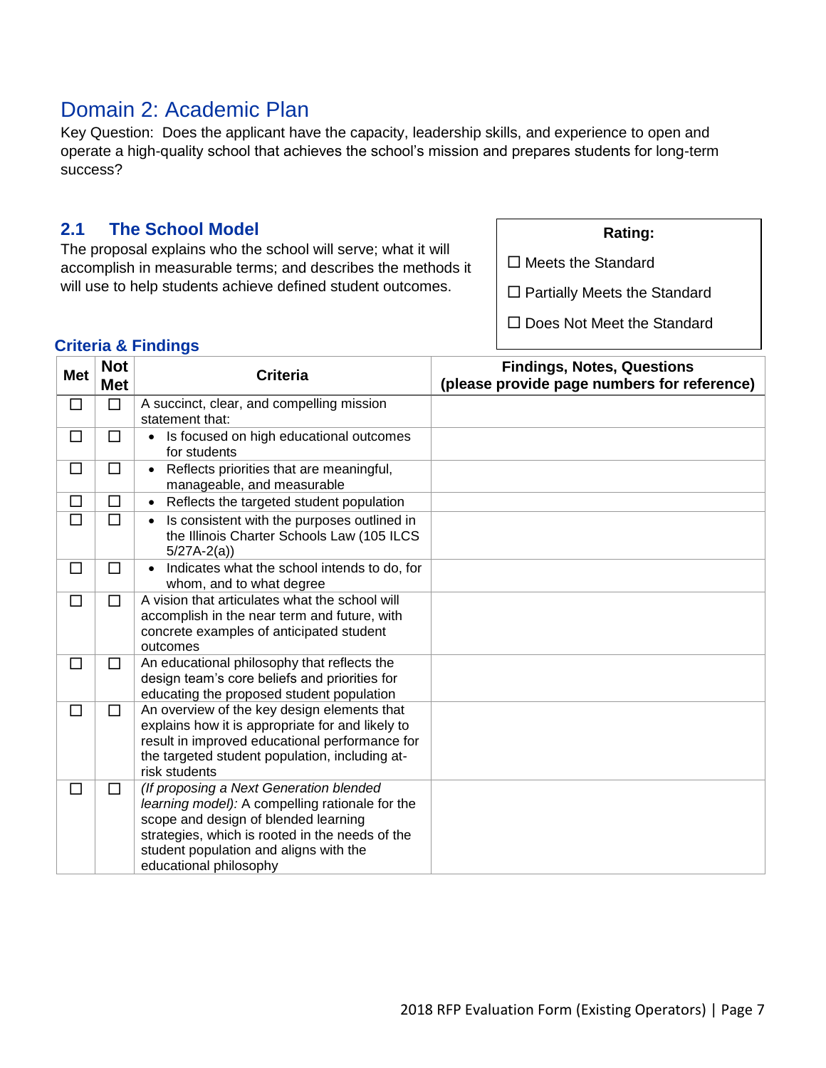# Domain 2: Academic Plan

Key Question: Does the applicant have the capacity, leadership skills, and experience to open and operate a high-quality school that achieves the school's mission and prepares students for long-term success?

## 2.1 The School Model

The proposal explains who the school will serve; what it will accomplish in measurable terms; and describes the methods it will use to help students achieve defined student outcomes.

**Rating:**

☐ Meets the Standard

☐ Partially Meets the Standard

☐ Does Not Meet the Standard

### Criteria & Findings

| Met | Not Met | Criteria | Findings, Notes, Questions (please provide page numbers for reference) |
|---|---|---|---|
| ☐ | ☐ | A succinct, clear, and compelling mission statement that: | |
| ☐ | ☐ | • Is focused on high educational outcomes for students | |
| ☐ | ☐ | • Reflects priorities that are meaningful, manageable, and measurable | |
| ☐ | ☐ | • Reflects the targeted student population | |
| ☐ | ☐ | • Is consistent with the purposes outlined in the Illinois Charter Schools Law (105 ILCS 5/27A-2(a)) | |
| ☐ | ☐ | • Indicates what the school intends to do, for whom, and to what degree | |
| ☐ | ☐ | A vision that articulates what the school will accomplish in the near term and future, with concrete examples of anticipated student outcomes | |
| ☐ | ☐ | An educational philosophy that reflects the design team's core beliefs and priorities for educating the proposed student population | |
| ☐ | ☐ | An overview of the key design elements that explains how it is appropriate for and likely to result in improved educational performance for the targeted student population, including at-risk students | |
| ☐ | ☐ | *(If proposing a Next Generation blended learning model):* A compelling rationale for the scope and design of blended learning strategies, which is rooted in the needs of the student population and aligns with the educational philosophy | |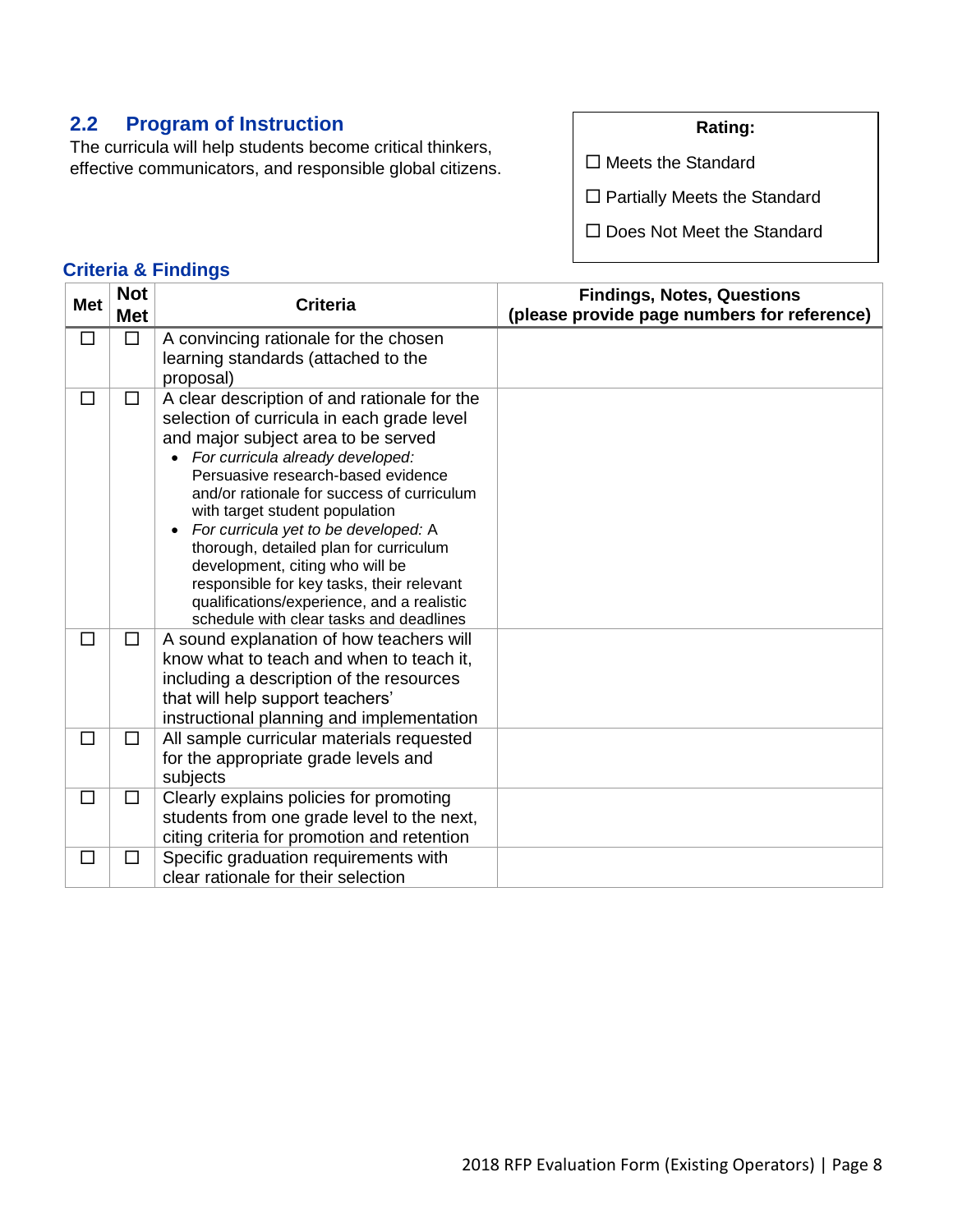## 2.2 Program of Instruction

The curricula will help students become critical thinkers, effective communicators, and responsible global citizens.

**Rating:**

☐ Meets the Standard

☐ Partially Meets the Standard

☐ Does Not Meet the Standard

### Criteria & Findings

| Met | Not Met | Criteria | Findings, Notes, Questions (please provide page numbers for reference) |
|---|---|---|---|
| ☐ | ☐ | A convincing rationale for the chosen learning standards (attached to the proposal) | |
| ☐ | ☐ | A clear description of and rationale for the selection of curricula in each grade level and major subject area to be served<br>• *For curricula already developed:* Persuasive research-based evidence and/or rationale for success of curriculum with target student population<br>• *For curricula yet to be developed:* A thorough, detailed plan for curriculum development, citing who will be responsible for key tasks, their relevant qualifications/experience, and a realistic schedule with clear tasks and deadlines | |
| ☐ | ☐ | A sound explanation of how teachers will know what to teach and when to teach it, including a description of the resources that will help support teachers' instructional planning and implementation | |
| ☐ | ☐ | All sample curricular materials requested for the appropriate grade levels and subjects | |
| ☐ | ☐ | Clearly explains policies for promoting students from one grade level to the next, citing criteria for promotion and retention | |
| ☐ | ☐ | Specific graduation requirements with clear rationale for their selection | |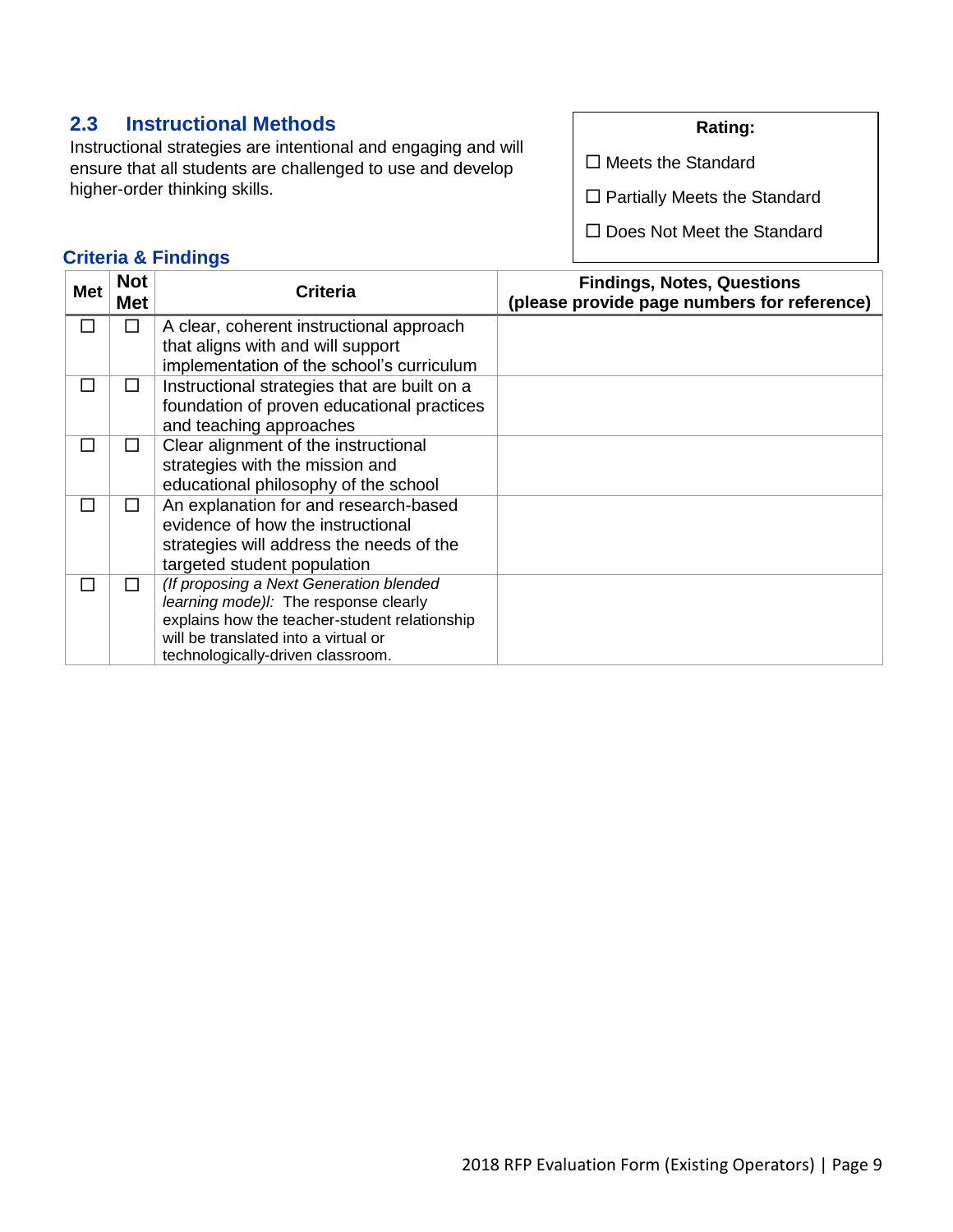## 2.3 Instructional Methods

Instructional strategies are intentional and engaging and will ensure that all students are challenged to use and develop higher-order thinking skills.

**Rating:**

☐ Meets the Standard

☐ Partially Meets the Standard

☐ Does Not Meet the Standard

### Criteria & Findings

| Met | Not Met | Criteria | Findings, Notes, Questions (please provide page numbers for reference) |
|---|---|---|---|
| ☐ | ☐ | A clear, coherent instructional approach that aligns with and will support implementation of the school's curriculum | |
| ☐ | ☐ | Instructional strategies that are built on a foundation of proven educational practices and teaching approaches | |
| ☐ | ☐ | Clear alignment of the instructional strategies with the mission and educational philosophy of the school | |
| ☐ | ☐ | An explanation for and research-based evidence of how the instructional strategies will address the needs of the targeted student population | |
| ☐ | ☐ | *(If proposing a Next Generation blended learning mode)l:* The response clearly explains how the teacher-student relationship will be translated into a virtual or technologically-driven classroom. | |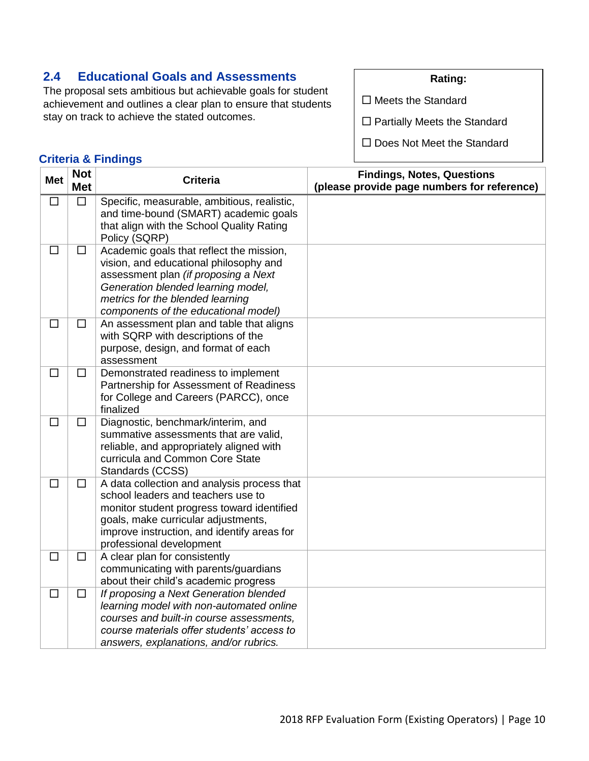## 2.4 Educational Goals and Assessments

The proposal sets ambitious but achievable goals for student achievement and outlines a clear plan to ensure that students stay on track to achieve the stated outcomes.

**Rating:**

☐ Meets the Standard

☐ Partially Meets the Standard

☐ Does Not Meet the Standard

### Criteria & Findings

| Met | Not Met | Criteria | Findings, Notes, Questions (please provide page numbers for reference) |
|---|---|---|---|
| ☐ | ☐ | Specific, measurable, ambitious, realistic, and time-bound (SMART) academic goals that align with the School Quality Rating Policy (SQRP) | |
| ☐ | ☐ | Academic goals that reflect the mission, vision, and educational philosophy and assessment plan *(if proposing a Next Generation blended learning model, metrics for the blended learning components of the educational model)* | |
| ☐ | ☐ | An assessment plan and table that aligns with SQRP with descriptions of the purpose, design, and format of each assessment | |
| ☐ | ☐ | Demonstrated readiness to implement Partnership for Assessment of Readiness for College and Careers (PARCC), once finalized | |
| ☐ | ☐ | Diagnostic, benchmark/interim, and summative assessments that are valid, reliable, and appropriately aligned with curricula and Common Core State Standards (CCSS) | |
| ☐ | ☐ | A data collection and analysis process that school leaders and teachers use to monitor student progress toward identified goals, make curricular adjustments, improve instruction, and identify areas for professional development | |
| ☐ | ☐ | A clear plan for consistently communicating with parents/guardians about their child's academic progress | |
| ☐ | ☐ | *If proposing a Next Generation blended learning model with non-automated online courses and built-in course assessments, course materials offer students' access to answers, explanations, and/or rubrics.* | |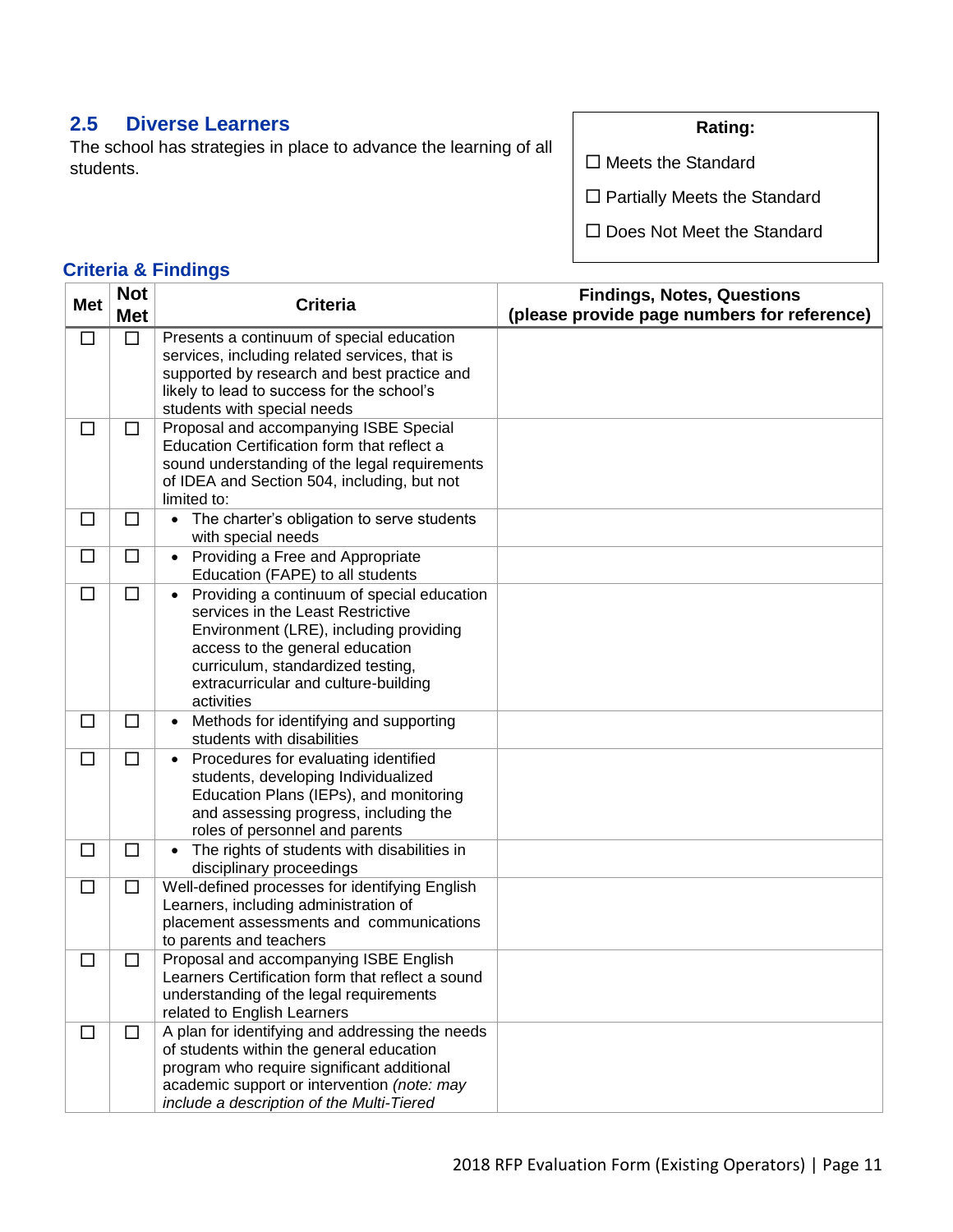## 2.5 Diverse Learners

The school has strategies in place to advance the learning of all students.

**Rating:**

☐ Meets the Standard

☐ Partially Meets the Standard

☐ Does Not Meet the Standard

### Criteria & Findings

| Met | Not Met | Criteria | Findings, Notes, Questions (please provide page numbers for reference) |
|---|---|---|---|
| ☐ | ☐ | Presents a continuum of special education services, including related services, that is supported by research and best practice and likely to lead to success for the school's students with special needs | |
| ☐ | ☐ | Proposal and accompanying ISBE Special Education Certification form that reflect a sound understanding of the legal requirements of IDEA and Section 504, including, but not limited to: | |
| ☐ | ☐ | • The charter's obligation to serve students with special needs | |
| ☐ | ☐ | • Providing a Free and Appropriate Education (FAPE) to all students | |
| ☐ | ☐ | • Providing a continuum of special education services in the Least Restrictive Environment (LRE), including providing access to the general education curriculum, standardized testing, extracurricular and culture-building activities | |
| ☐ | ☐ | • Methods for identifying and supporting students with disabilities | |
| ☐ | ☐ | • Procedures for evaluating identified students, developing Individualized Education Plans (IEPs), and monitoring and assessing progress, including the roles of personnel and parents | |
| ☐ | ☐ | • The rights of students with disabilities in disciplinary proceedings | |
| ☐ | ☐ | Well-defined processes for identifying English Learners, including administration of placement assessments and communications to parents and teachers | |
| ☐ | ☐ | Proposal and accompanying ISBE English Learners Certification form that reflect a sound understanding of the legal requirements related to English Learners | |
| ☐ | ☐ | A plan for identifying and addressing the needs of students within the general education program who require significant additional academic support or intervention *(note: may include a description of the Multi-Tiered* | |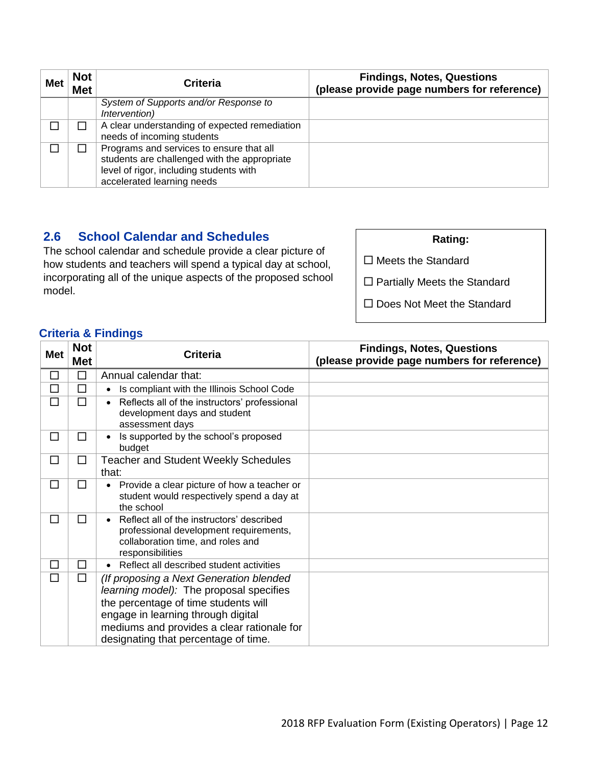| Met | Not Met | Criteria | Findings, Notes, Questions (please provide page numbers for reference) |
|---|---|---|---|
| | | *System of Supports and/or Response to Intervention)* | |
| ☐ | ☐ | A clear understanding of expected remediation needs of incoming students | |
| ☐ | ☐ | Programs and services to ensure that all students are challenged with the appropriate level of rigor, including students with accelerated learning needs | |

## 2.6 School Calendar and Schedules

The school calendar and schedule provide a clear picture of how students and teachers will spend a typical day at school, incorporating all of the unique aspects of the proposed school model.

**Rating:**

☐ Meets the Standard

☐ Partially Meets the Standard

☐ Does Not Meet the Standard

### Criteria & Findings

| Met | Not Met | Criteria | Findings, Notes, Questions (please provide page numbers for reference) |
|---|---|---|---|
| ☐ | ☐ | Annual calendar that: | |
| ☐ | ☐ | • Is compliant with the Illinois School Code | |
| ☐ | ☐ | • Reflects all of the instructors' professional development days and student assessment days | |
| ☐ | ☐ | • Is supported by the school's proposed budget | |
| ☐ | ☐ | Teacher and Student Weekly Schedules that: | |
| ☐ | ☐ | • Provide a clear picture of how a teacher or student would respectively spend a day at the school | |
| ☐ | ☐ | • Reflect all of the instructors' described professional development requirements, collaboration time, and roles and responsibilities | |
| ☐ | ☐ | • Reflect all described student activities | |
| ☐ | ☐ | *(If proposing a Next Generation blended learning model):* The proposal specifies the percentage of time students will engage in learning through digital mediums and provides a clear rationale for designating that percentage of time. | |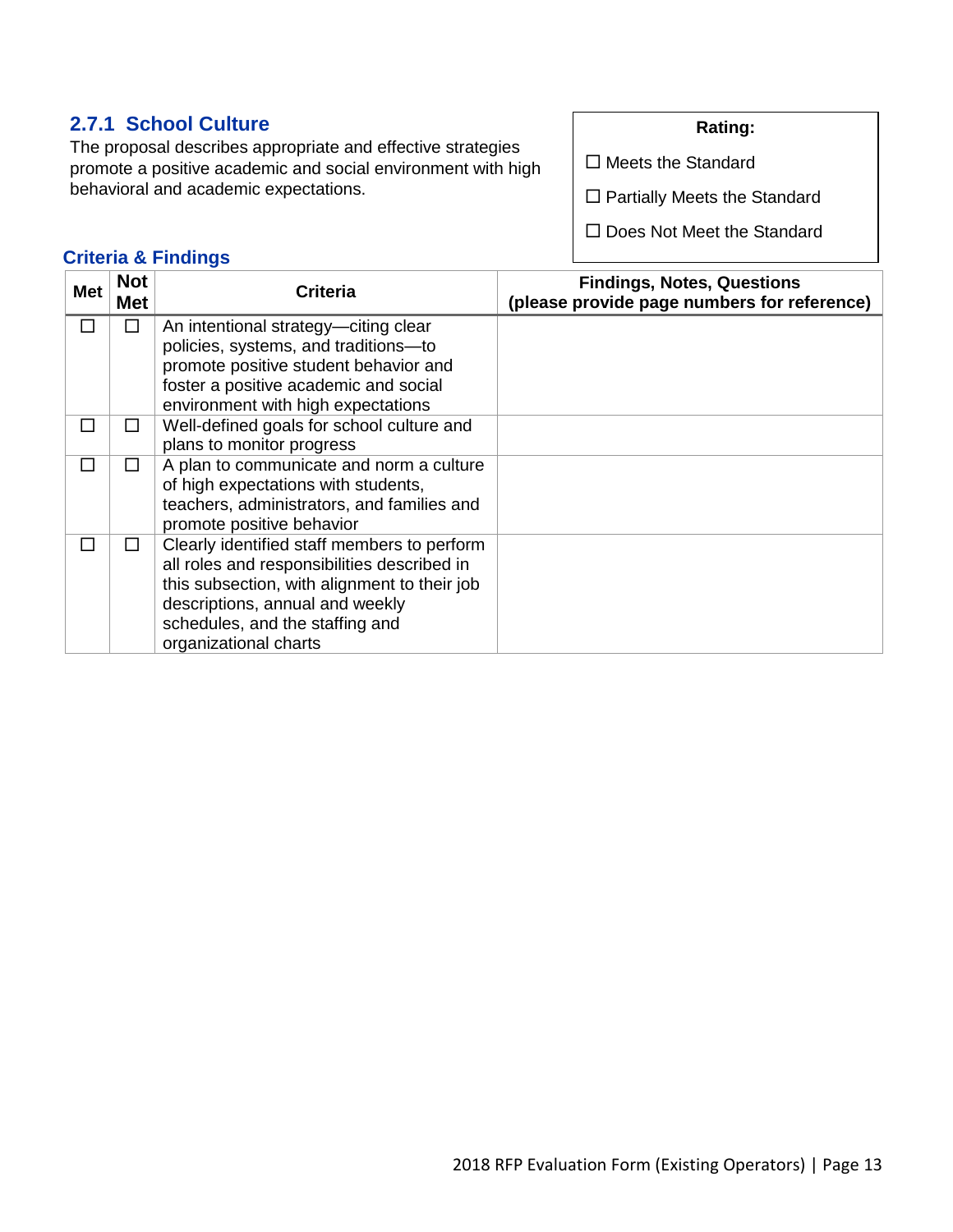### 2.7.1 School Culture

The proposal describes appropriate and effective strategies promote a positive academic and social environment with high behavioral and academic expectations.

**Rating:**

☐ Meets the Standard

☐ Partially Meets the Standard

☐ Does Not Meet the Standard

#### Criteria & Findings

| Met | Not Met | Criteria | Findings, Notes, Questions (please provide page numbers for reference) |
|---|---|---|---|
| ☐ | ☐ | An intentional strategy—citing clear policies, systems, and traditions—to promote positive student behavior and foster a positive academic and social environment with high expectations | |
| ☐ | ☐ | Well-defined goals for school culture and plans to monitor progress | |
| ☐ | ☐ | A plan to communicate and norm a culture of high expectations with students, teachers, administrators, and families and promote positive behavior | |
| ☐ | ☐ | Clearly identified staff members to perform all roles and responsibilities described in this subsection, with alignment to their job descriptions, annual and weekly schedules, and the staffing and organizational charts | |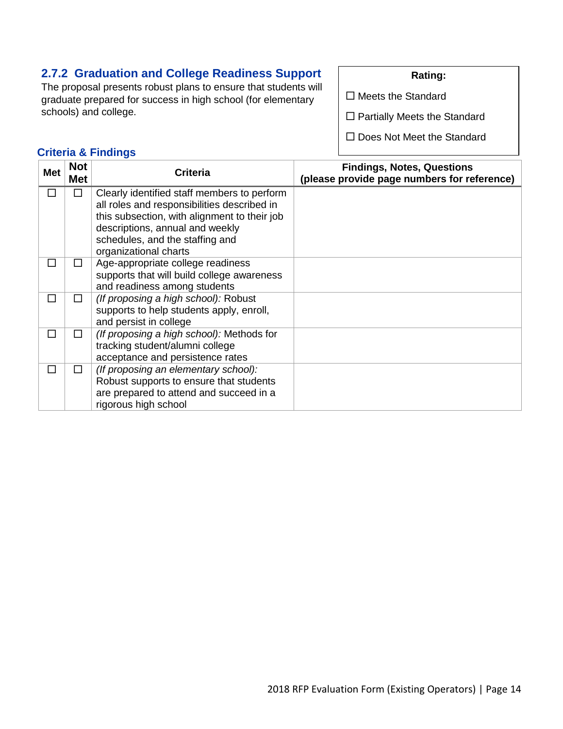### 2.7.2 Graduation and College Readiness Support

The proposal presents robust plans to ensure that students will graduate prepared for success in high school (for elementary schools) and college.

**Rating:**

☐ Meets the Standard

☐ Partially Meets the Standard

☐ Does Not Meet the Standard

#### Criteria & Findings

| Met | Not Met | Criteria | Findings, Notes, Questions (please provide page numbers for reference) |
|---|---|---|---|
| ☐ | ☐ | Clearly identified staff members to perform all roles and responsibilities described in this subsection, with alignment to their job descriptions, annual and weekly schedules, and the staffing and organizational charts | |
| ☐ | ☐ | Age-appropriate college readiness supports that will build college awareness and readiness among students | |
| ☐ | ☐ | *(If proposing a high school):* Robust supports to help students apply, enroll, and persist in college | |
| ☐ | ☐ | *(If proposing a high school):* Methods for tracking student/alumni college acceptance and persistence rates | |
| ☐ | ☐ | *(If proposing an elementary school):* Robust supports to ensure that students are prepared to attend and succeed in a rigorous high school | |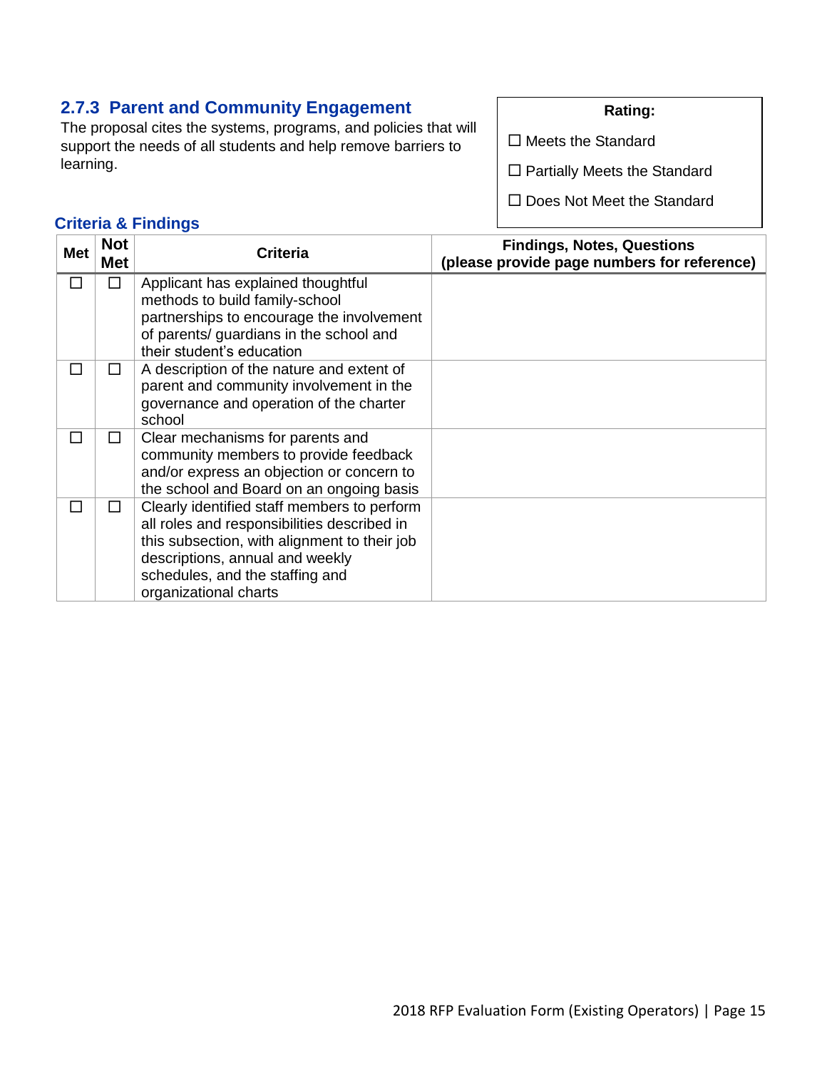### 2.7.3 Parent and Community Engagement

The proposal cites the systems, programs, and policies that will support the needs of all students and help remove barriers to learning.

**Rating:**

☐ Meets the Standard

☐ Partially Meets the Standard

☐ Does Not Meet the Standard

#### Criteria & Findings

| Met | Not Met | Criteria | Findings, Notes, Questions (please provide page numbers for reference) |
|---|---|---|---|
| ☐ | ☐ | Applicant has explained thoughtful methods to build family-school partnerships to encourage the involvement of parents/ guardians in the school and their student's education | |
| ☐ | ☐ | A description of the nature and extent of parent and community involvement in the governance and operation of the charter school | |
| ☐ | ☐ | Clear mechanisms for parents and community members to provide feedback and/or express an objection or concern to the school and Board on an ongoing basis | |
| ☐ | ☐ | Clearly identified staff members to perform all roles and responsibilities described in this subsection, with alignment to their job descriptions, annual and weekly schedules, and the staffing and organizational charts | |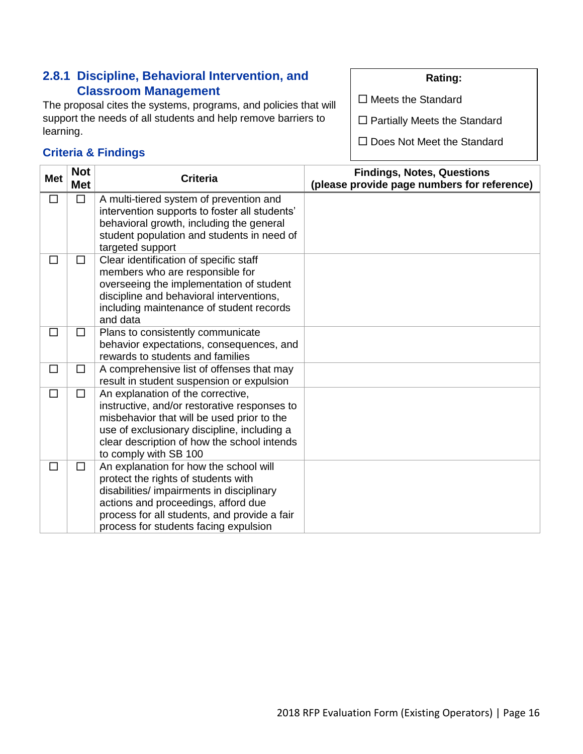### 2.8.1 Discipline, Behavioral Intervention, and Classroom Management

The proposal cites the systems, programs, and policies that will support the needs of all students and help remove barriers to learning.

**Rating:**

☐ Meets the Standard

☐ Partially Meets the Standard

☐ Does Not Meet the Standard

#### Criteria & Findings

| Met | Not Met | Criteria | Findings, Notes, Questions (please provide page numbers for reference) |
|---|---|---|---|
| ☐ | ☐ | A multi-tiered system of prevention and intervention supports to foster all students' behavioral growth, including the general student population and students in need of targeted support | |
| ☐ | ☐ | Clear identification of specific staff members who are responsible for overseeing the implementation of student discipline and behavioral interventions, including maintenance of student records and data | |
| ☐ | ☐ | Plans to consistently communicate behavior expectations, consequences, and rewards to students and families | |
| ☐ | ☐ | A comprehensive list of offenses that may result in student suspension or expulsion | |
| ☐ | ☐ | An explanation of the corrective, instructive, and/or restorative responses to misbehavior that will be used prior to the use of exclusionary discipline, including a clear description of how the school intends to comply with SB 100 | |
| ☐ | ☐ | An explanation for how the school will protect the rights of students with disabilities/ impairments in disciplinary actions and proceedings, afford due process for all students, and provide a fair process for students facing expulsion | |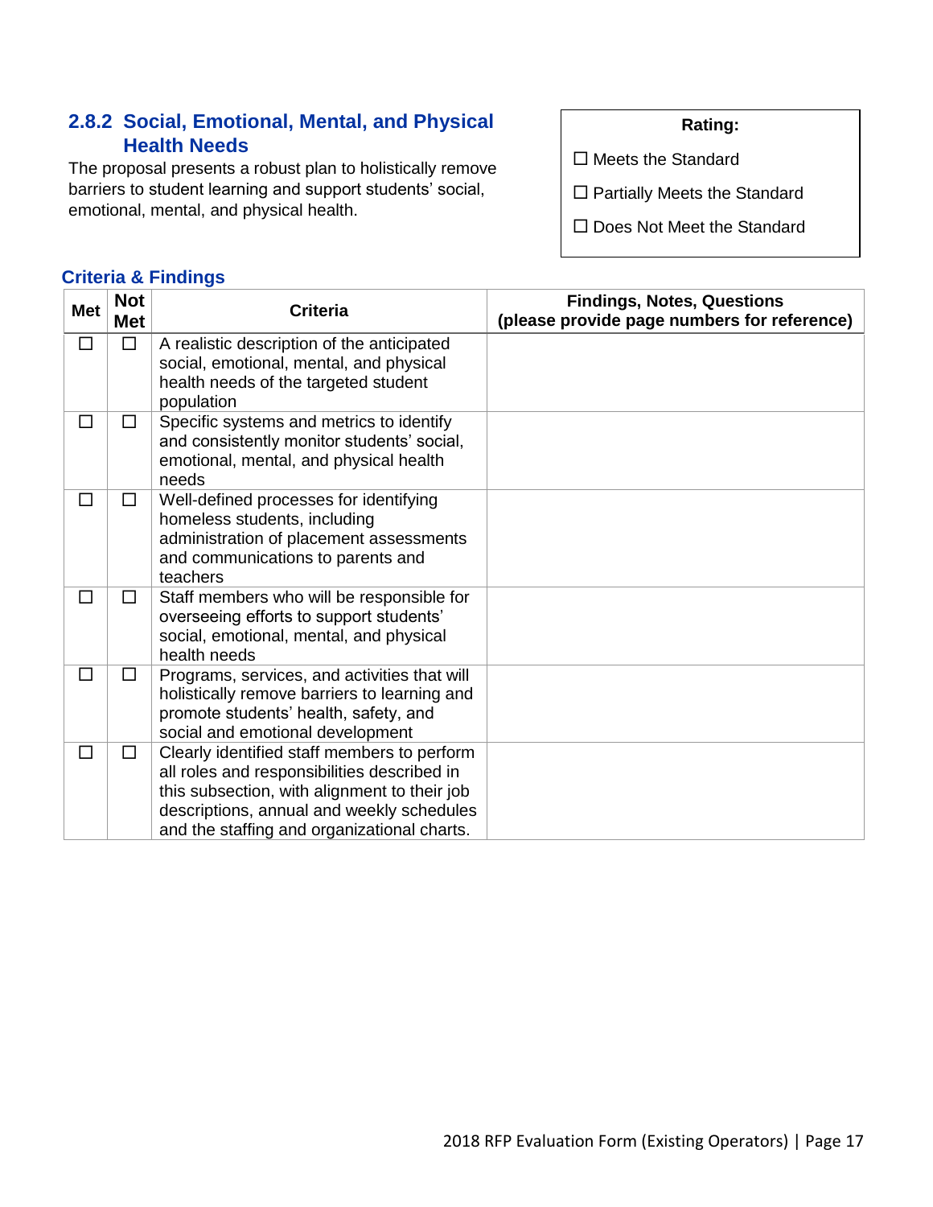### 2.8.2 Social, Emotional, Mental, and Physical Health Needs

The proposal presents a robust plan to holistically remove barriers to student learning and support students' social, emotional, mental, and physical health.

**Rating:**

☐ Meets the Standard

☐ Partially Meets the Standard

☐ Does Not Meet the Standard

#### Criteria & Findings

| Met | Not Met | Criteria | Findings, Notes, Questions (please provide page numbers for reference) |
|---|---|---|---|
| ☐ | ☐ | A realistic description of the anticipated social, emotional, mental, and physical health needs of the targeted student population | |
| ☐ | ☐ | Specific systems and metrics to identify and consistently monitor students' social, emotional, mental, and physical health needs | |
| ☐ | ☐ | Well-defined processes for identifying homeless students, including administration of placement assessments and communications to parents and teachers | |
| ☐ | ☐ | Staff members who will be responsible for overseeing efforts to support students' social, emotional, mental, and physical health needs | |
| ☐ | ☐ | Programs, services, and activities that will holistically remove barriers to learning and promote students' health, safety, and social and emotional development | |
| ☐ | ☐ | Clearly identified staff members to perform all roles and responsibilities described in this subsection, with alignment to their job descriptions, annual and weekly schedules and the staffing and organizational charts. | |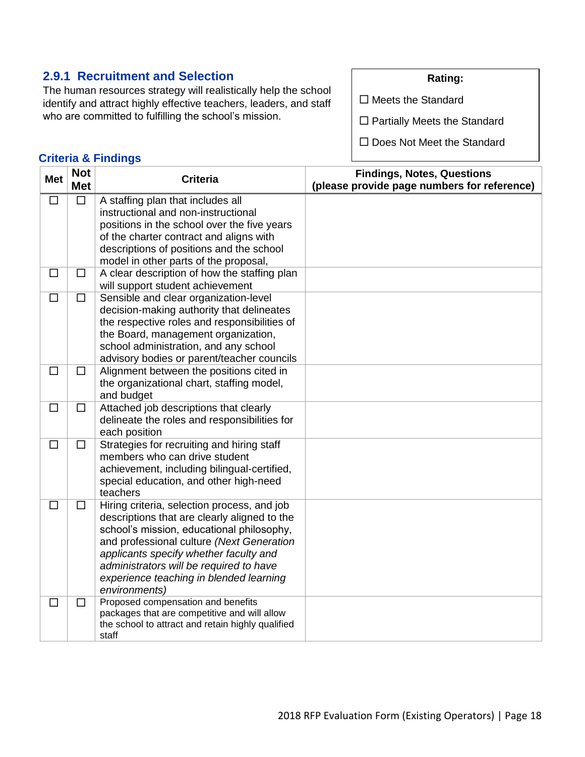### 2.9.1 Recruitment and Selection

The human resources strategy will realistically help the school identify and attract highly effective teachers, leaders, and staff who are committed to fulfilling the school's mission.

**Rating:**

☐ Meets the Standard

☐ Partially Meets the Standard

☐ Does Not Meet the Standard

#### Criteria & Findings

| Met | Not Met | Criteria | Findings, Notes, Questions (please provide page numbers for reference) |
|---|---|---|---|
| ☐ | ☐ | A staffing plan that includes all instructional and non-instructional positions in the school over the five years of the charter contract and aligns with descriptions of positions and the school model in other parts of the proposal, | |
| ☐ | ☐ | A clear description of how the staffing plan will support student achievement | |
| ☐ | ☐ | Sensible and clear organization-level decision-making authority that delineates the respective roles and responsibilities of the Board, management organization, school administration, and any school advisory bodies or parent/teacher councils | |
| ☐ | ☐ | Alignment between the positions cited in the organizational chart, staffing model, and budget | |
| ☐ | ☐ | Attached job descriptions that clearly delineate the roles and responsibilities for each position | |
| ☐ | ☐ | Strategies for recruiting and hiring staff members who can drive student achievement, including bilingual-certified, special education, and other high-need teachers | |
| ☐ | ☐ | Hiring criteria, selection process, and job descriptions that are clearly aligned to the school's mission, educational philosophy, and professional culture *(Next Generation applicants specify whether faculty and administrators will be required to have experience teaching in blended learning environments)* | |
| ☐ | ☐ | Proposed compensation and benefits packages that are competitive and will allow the school to attract and retain highly qualified staff | |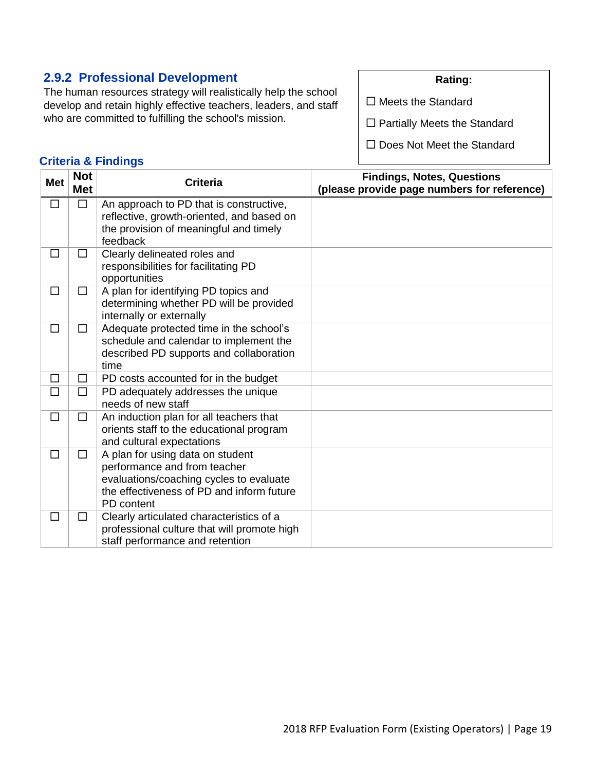### 2.9.2 Professional Development

The human resources strategy will realistically help the school develop and retain highly effective teachers, leaders, and staff who are committed to fulfilling the school's mission.

**Rating:**

☐ Meets the Standard

☐ Partially Meets the Standard

☐ Does Not Meet the Standard

#### Criteria & Findings

| Met | Not Met | Criteria | Findings, Notes, Questions (please provide page numbers for reference) |
|---|---|---|---|
| ☐ | ☐ | An approach to PD that is constructive, reflective, growth-oriented, and based on the provision of meaningful and timely feedback | |
| ☐ | ☐ | Clearly delineated roles and responsibilities for facilitating PD opportunities | |
| ☐ | ☐ | A plan for identifying PD topics and determining whether PD will be provided internally or externally | |
| ☐ | ☐ | Adequate protected time in the school's schedule and calendar to implement the described PD supports and collaboration time | |
| ☐ | ☐ | PD costs accounted for in the budget | |
| ☐ | ☐ | PD adequately addresses the unique needs of new staff | |
| ☐ | ☐ | An induction plan for all teachers that orients staff to the educational program and cultural expectations | |
| ☐ | ☐ | A plan for using data on student performance and from teacher evaluations/coaching cycles to evaluate the effectiveness of PD and inform future PD content | |
| ☐ | ☐ | Clearly articulated characteristics of a professional culture that will promote high staff performance and retention | |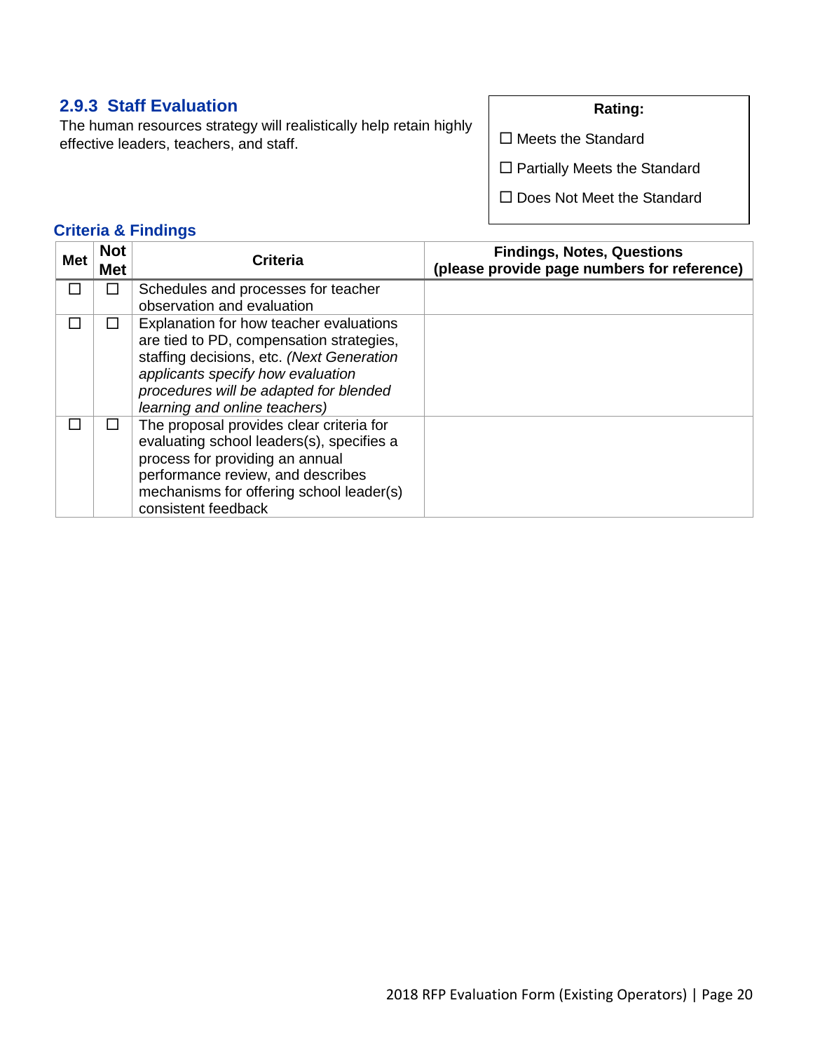### 2.9.3 Staff Evaluation

The human resources strategy will realistically help retain highly effective leaders, teachers, and staff.

**Rating:**

☐ Meets the Standard

☐ Partially Meets the Standard

☐ Does Not Meet the Standard

#### Criteria & Findings

| Met | Not Met | Criteria | Findings, Notes, Questions (please provide page numbers for reference) |
|---|---|---|---|
| ☐ | ☐ | Schedules and processes for teacher observation and evaluation | |
| ☐ | ☐ | Explanation for how teacher evaluations are tied to PD, compensation strategies, staffing decisions, etc. *(Next Generation applicants specify how evaluation procedures will be adapted for blended learning and online teachers)* | |
| ☐ | ☐ | The proposal provides clear criteria for evaluating school leaders(s), specifies a process for providing an annual performance review, and describes mechanisms for offering school leader(s) consistent feedback | |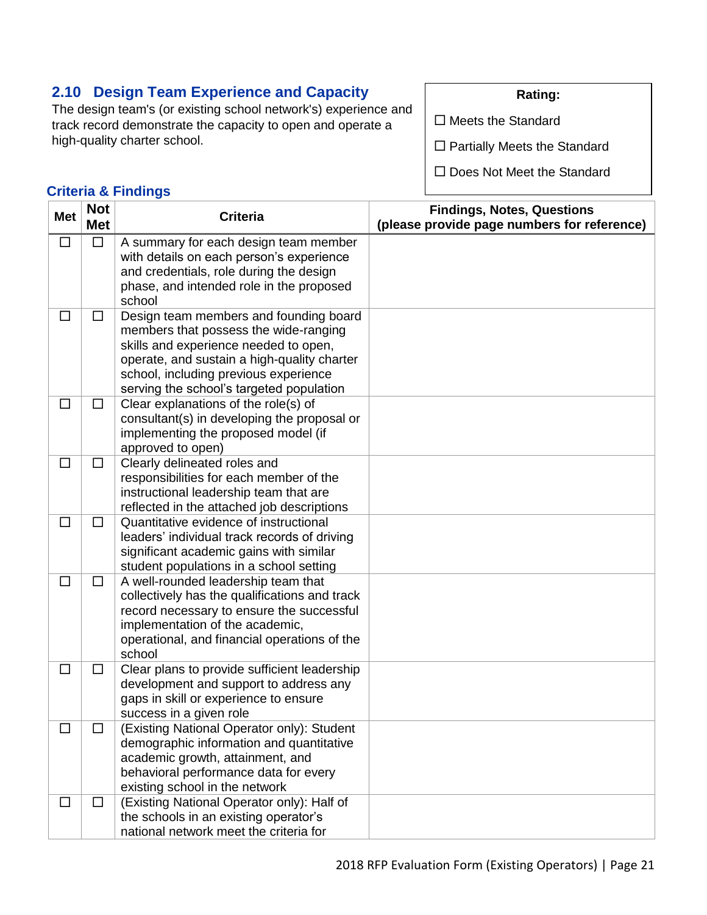## 2.10 Design Team Experience and Capacity

The design team's (or existing school network's) experience and track record demonstrate the capacity to open and operate a high-quality charter school.

**Rating:**

☐ Meets the Standard

☐ Partially Meets the Standard

☐ Does Not Meet the Standard

### Criteria & Findings

| Met | Not Met | Criteria | Findings, Notes, Questions (please provide page numbers for reference) |
|---|---|---|---|
| ☐ | ☐ | A summary for each design team member with details on each person's experience and credentials, role during the design phase, and intended role in the proposed school | |
| ☐ | ☐ | Design team members and founding board members that possess the wide-ranging skills and experience needed to open, operate, and sustain a high-quality charter school, including previous experience serving the school's targeted population | |
| ☐ | ☐ | Clear explanations of the role(s) of consultant(s) in developing the proposal or implementing the proposed model (if approved to open) | |
| ☐ | ☐ | Clearly delineated roles and responsibilities for each member of the instructional leadership team that are reflected in the attached job descriptions | |
| ☐ | ☐ | Quantitative evidence of instructional leaders' individual track records of driving significant academic gains with similar student populations in a school setting | |
| ☐ | ☐ | A well-rounded leadership team that collectively has the qualifications and track record necessary to ensure the successful implementation of the academic, operational, and financial operations of the school | |
| ☐ | ☐ | Clear plans to provide sufficient leadership development and support to address any gaps in skill or experience to ensure success in a given role | |
| ☐ | ☐ | (Existing National Operator only): Student demographic information and quantitative academic growth, attainment, and behavioral performance data for every existing school in the network | |
| ☐ | ☐ | (Existing National Operator only): Half of the schools in an existing operator's national network meet the criteria for | |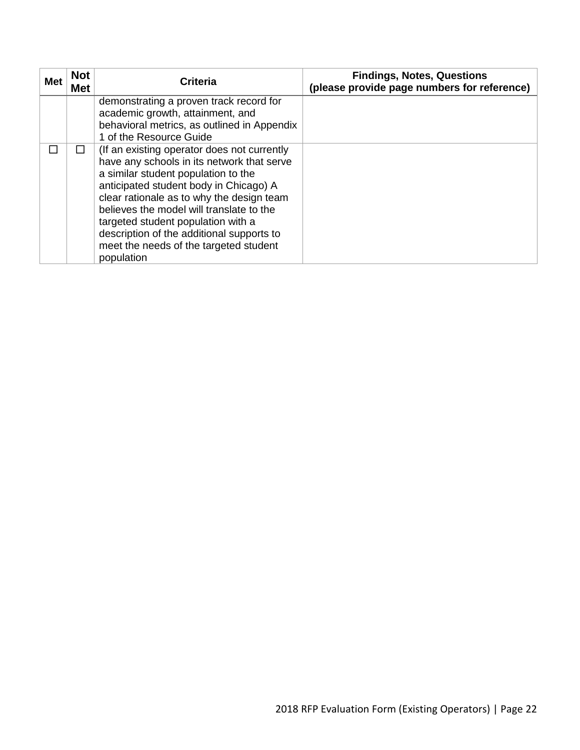| Met | Not Met | Criteria | Findings, Notes, Questions (please provide page numbers for reference) |
|---|---|---|---|
| | | demonstrating a proven track record for academic growth, attainment, and behavioral metrics, as outlined in Appendix 1 of the Resource Guide | |
| ☐ | ☐ | (If an existing operator does not currently have any schools in its network that serve a similar student population to the anticipated student body in Chicago) A clear rationale as to why the design team believes the model will translate to the targeted student population with a description of the additional supports to meet the needs of the targeted student population | |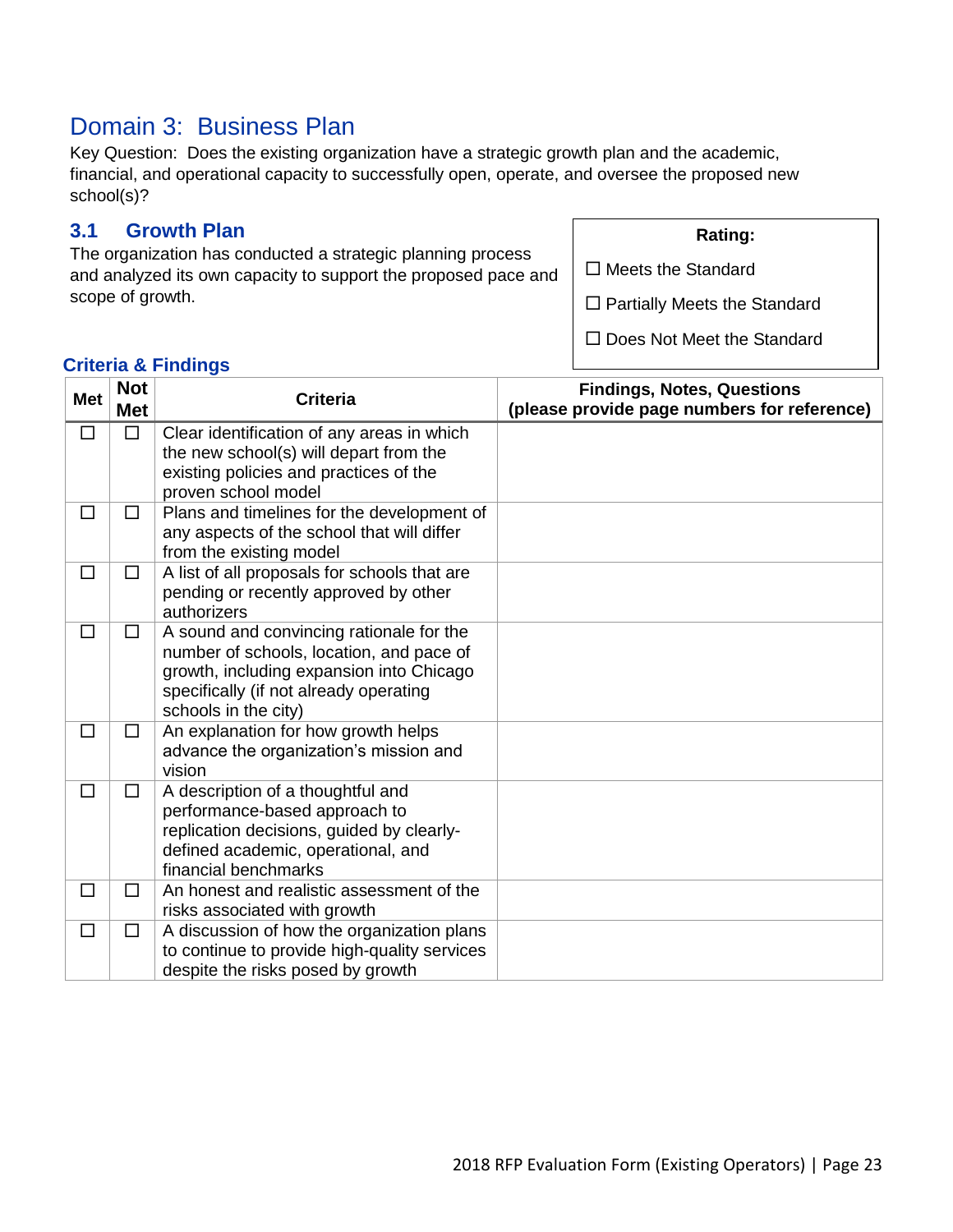# Domain 3: Business Plan

Key Question: Does the existing organization have a strategic growth plan and the academic, financial, and operational capacity to successfully open, operate, and oversee the proposed new school(s)?

## 3.1 Growth Plan

The organization has conducted a strategic planning process and analyzed its own capacity to support the proposed pace and scope of growth.

**Rating:**

☐ Meets the Standard

☐ Partially Meets the Standard

☐ Does Not Meet the Standard

### Criteria & Findings

| Met | Not Met | Criteria | Findings, Notes, Questions (please provide page numbers for reference) |
|---|---|---|---|
| ☐ | ☐ | Clear identification of any areas in which the new school(s) will depart from the existing policies and practices of the proven school model | |
| ☐ | ☐ | Plans and timelines for the development of any aspects of the school that will differ from the existing model | |
| ☐ | ☐ | A list of all proposals for schools that are pending or recently approved by other authorizers | |
| ☐ | ☐ | A sound and convincing rationale for the number of schools, location, and pace of growth, including expansion into Chicago specifically (if not already operating schools in the city) | |
| ☐ | ☐ | An explanation for how growth helps advance the organization's mission and vision | |
| ☐ | ☐ | A description of a thoughtful and performance-based approach to replication decisions, guided by clearly-defined academic, operational, and financial benchmarks | |
| ☐ | ☐ | An honest and realistic assessment of the risks associated with growth | |
| ☐ | ☐ | A discussion of how the organization plans to continue to provide high-quality services despite the risks posed by growth | |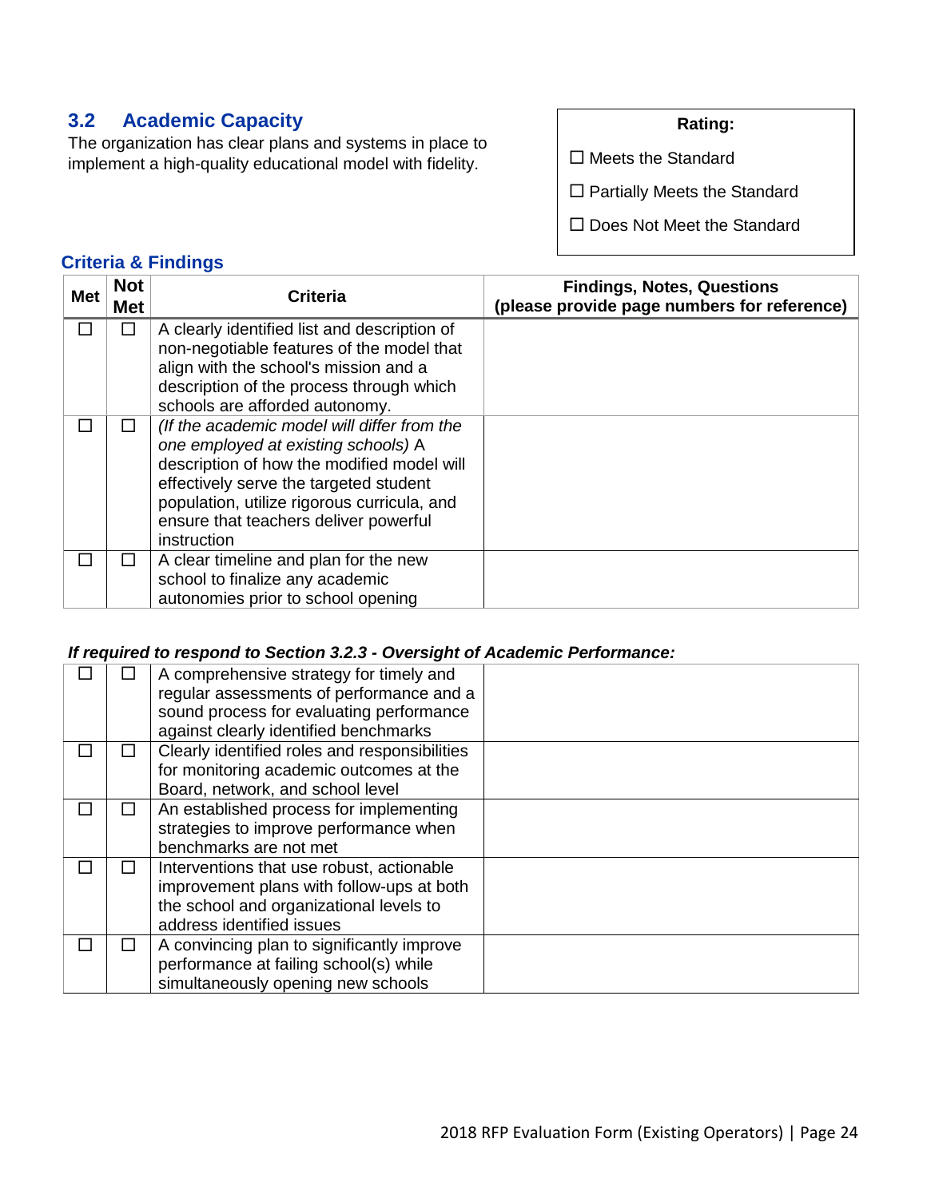## 3.2 Academic Capacity

The organization has clear plans and systems in place to implement a high-quality educational model with fidelity.

**Rating:**

☐ Meets the Standard

☐ Partially Meets the Standard

☐ Does Not Meet the Standard

### Criteria & Findings

| Met | Not Met | Criteria | Findings, Notes, Questions (please provide page numbers for reference) |
|---|---|---|---|
| ☐ | ☐ | A clearly identified list and description of non-negotiable features of the model that align with the school's mission and a description of the process through which schools are afforded autonomy. | |
| ☐ | ☐ | *(If the academic model will differ from the one employed at existing schools)* A description of how the modified model will effectively serve the targeted student population, utilize rigorous curricula, and ensure that teachers deliver powerful instruction | |
| ☐ | ☐ | A clear timeline and plan for the new school to finalize any academic autonomies prior to school opening | |

***If required to respond to Section 3.2.3 - Oversight of Academic Performance:***

| Met | Not Met | Criteria | Findings, Notes, Questions (please provide page numbers for reference) |
|---|---|---|---|
| ☐ | ☐ | A comprehensive strategy for timely and regular assessments of performance and a sound process for evaluating performance against clearly identified benchmarks | |
| ☐ | ☐ | Clearly identified roles and responsibilities for monitoring academic outcomes at the Board, network, and school level | |
| ☐ | ☐ | An established process for implementing strategies to improve performance when benchmarks are not met | |
| ☐ | ☐ | Interventions that use robust, actionable improvement plans with follow-ups at both the school and organizational levels to address identified issues | |
| ☐ | ☐ | A convincing plan to significantly improve performance at failing school(s) while simultaneously opening new schools | |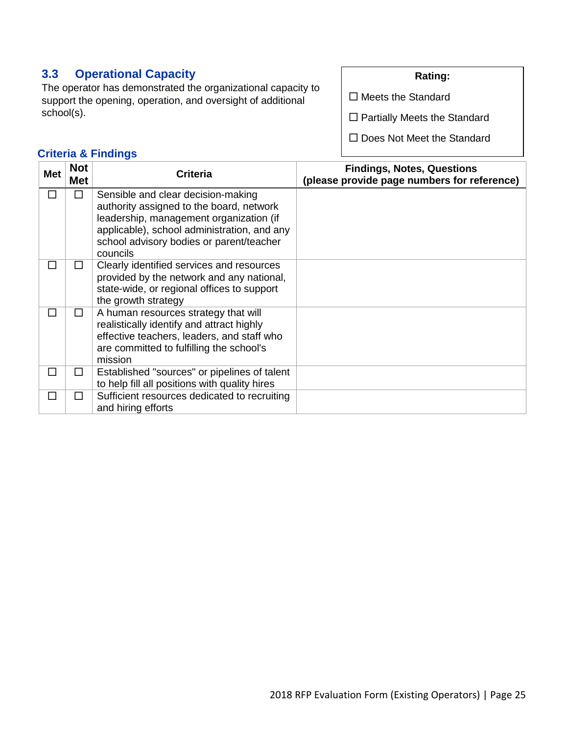## 3.3 Operational Capacity

The operator has demonstrated the organizational capacity to support the opening, operation, and oversight of additional school(s).

**Rating:**

☐ Meets the Standard

☐ Partially Meets the Standard

☐ Does Not Meet the Standard

### Criteria & Findings

| Met | Not Met | Criteria | Findings, Notes, Questions (please provide page numbers for reference) |
|---|---|---|---|
| ☐ | ☐ | Sensible and clear decision-making authority assigned to the board, network leadership, management organization (if applicable), school administration, and any school advisory bodies or parent/teacher councils | |
| ☐ | ☐ | Clearly identified services and resources provided by the network and any national, state-wide, or regional offices to support the growth strategy | |
| ☐ | ☐ | A human resources strategy that will realistically identify and attract highly effective teachers, leaders, and staff who are committed to fulfilling the school's mission | |
| ☐ | ☐ | Established "sources" or pipelines of talent to help fill all positions with quality hires | |
| ☐ | ☐ | Sufficient resources dedicated to recruiting and hiring efforts | |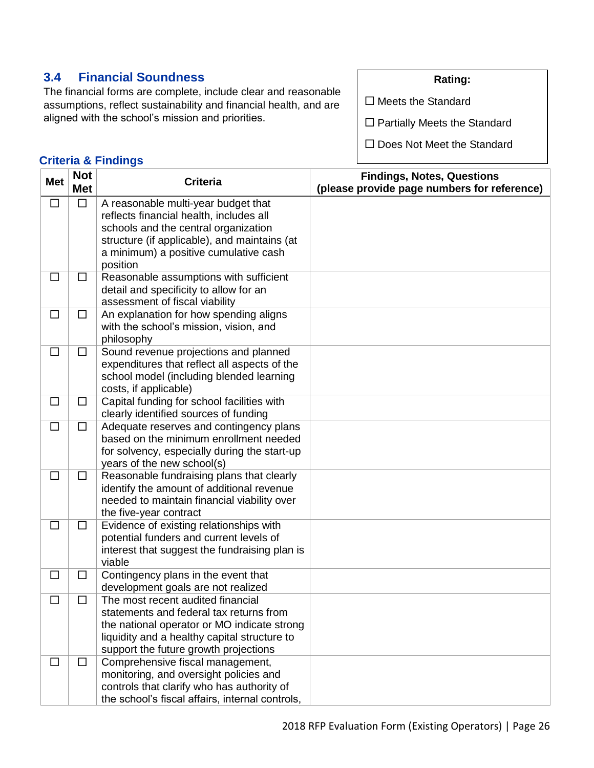## 3.4 Financial Soundness

The financial forms are complete, include clear and reasonable assumptions, reflect sustainability and financial health, and are aligned with the school's mission and priorities.

**Rating:**

☐ Meets the Standard

☐ Partially Meets the Standard

☐ Does Not Meet the Standard

### Criteria & Findings

| Met | Not Met | Criteria | Findings, Notes, Questions (please provide page numbers for reference) |
|---|---|---|---|
| ☐ | ☐ | A reasonable multi-year budget that reflects financial health, includes all schools and the central organization structure (if applicable), and maintains (at a minimum) a positive cumulative cash position | |
| ☐ | ☐ | Reasonable assumptions with sufficient detail and specificity to allow for an assessment of fiscal viability | |
| ☐ | ☐ | An explanation for how spending aligns with the school's mission, vision, and philosophy | |
| ☐ | ☐ | Sound revenue projections and planned expenditures that reflect all aspects of the school model (including blended learning costs, if applicable) | |
| ☐ | ☐ | Capital funding for school facilities with clearly identified sources of funding | |
| ☐ | ☐ | Adequate reserves and contingency plans based on the minimum enrollment needed for solvency, especially during the start-up years of the new school(s) | |
| ☐ | ☐ | Reasonable fundraising plans that clearly identify the amount of additional revenue needed to maintain financial viability over the five-year contract | |
| ☐ | ☐ | Evidence of existing relationships with potential funders and current levels of interest that suggest the fundraising plan is viable | |
| ☐ | ☐ | Contingency plans in the event that development goals are not realized | |
| ☐ | ☐ | The most recent audited financial statements and federal tax returns from the national operator or MO indicate strong liquidity and a healthy capital structure to support the future growth projections | |
| ☐ | ☐ | Comprehensive fiscal management, monitoring, and oversight policies and controls that clarify who has authority of the school's fiscal affairs, internal controls, | |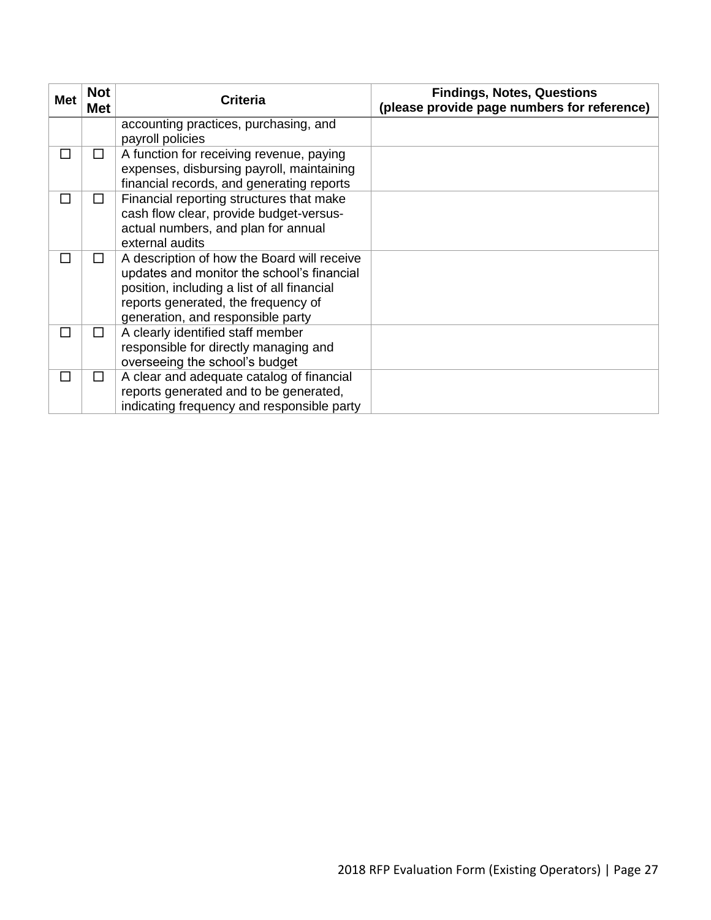| Met | Not Met | Criteria | Findings, Notes, Questions (please provide page numbers for reference) |
|---|---|---|---|
| | | accounting practices, purchasing, and payroll policies | |
| ☐ | ☐ | A function for receiving revenue, paying expenses, disbursing payroll, maintaining financial records, and generating reports | |
| ☐ | ☐ | Financial reporting structures that make cash flow clear, provide budget-versus-actual numbers, and plan for annual external audits | |
| ☐ | ☐ | A description of how the Board will receive updates and monitor the school's financial position, including a list of all financial reports generated, the frequency of generation, and responsible party | |
| ☐ | ☐ | A clearly identified staff member responsible for directly managing and overseeing the school's budget | |
| ☐ | ☐ | A clear and adequate catalog of financial reports generated and to be generated, indicating frequency and responsible party | |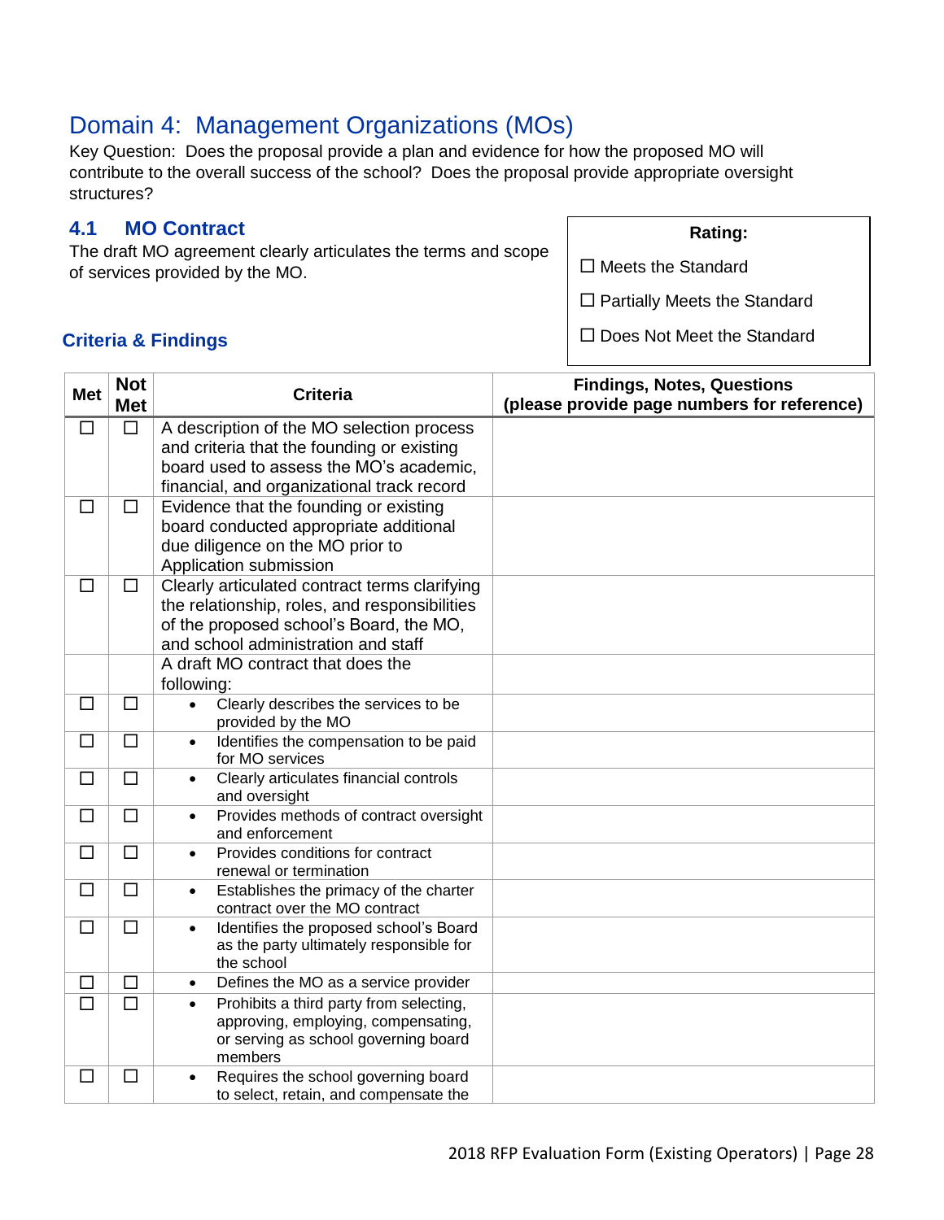# Domain 4: Management Organizations (MOs)

Key Question: Does the proposal provide a plan and evidence for how the proposed MO will contribute to the overall success of the school? Does the proposal provide appropriate oversight structures?

## 4.1 MO Contract

The draft MO agreement clearly articulates the terms and scope of services provided by the MO.

**Rating:**

☐ Meets the Standard

☐ Partially Meets the Standard

☐ Does Not Meet the Standard

### Criteria & Findings

| Met | Not Met | Criteria | Findings, Notes, Questions (please provide page numbers for reference) |
|---|---|---|---|
| ☐ | ☐ | A description of the MO selection process and criteria that the founding or existing board used to assess the MO's academic, financial, and organizational track record | |
| ☐ | ☐ | Evidence that the founding or existing board conducted appropriate additional due diligence on the MO prior to Application submission | |
| ☐ | ☐ | Clearly articulated contract terms clarifying the relationship, roles, and responsibilities of the proposed school's Board, the MO, and school administration and staff | |
| | | A draft MO contract that does the following: | |
| ☐ | ☐ | • Clearly describes the services to be provided by the MO | |
| ☐ | ☐ | • Identifies the compensation to be paid for MO services | |
| ☐ | ☐ | • Clearly articulates financial controls and oversight | |
| ☐ | ☐ | • Provides methods of contract oversight and enforcement | |
| ☐ | ☐ | • Provides conditions for contract renewal or termination | |
| ☐ | ☐ | • Establishes the primacy of the charter contract over the MO contract | |
| ☐ | ☐ | • Identifies the proposed school's Board as the party ultimately responsible for the school | |
| ☐ | ☐ | • Defines the MO as a service provider | |
| ☐ | ☐ | • Prohibits a third party from selecting, approving, employing, compensating, or serving as school governing board members | |
| ☐ | ☐ | • Requires the school governing board to select, retain, and compensate the | |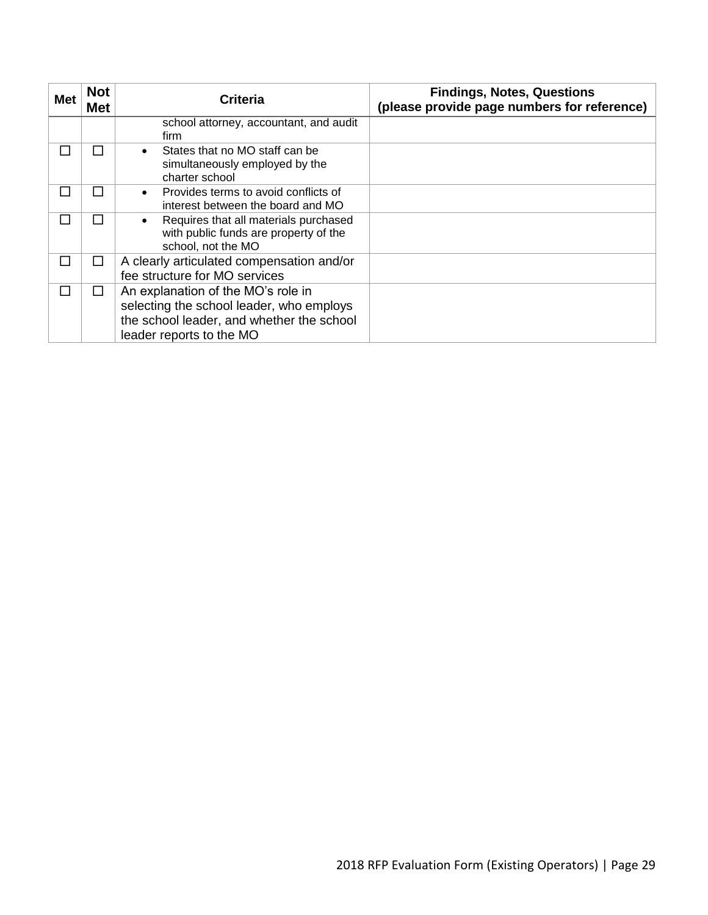| Met | Not Met | Criteria | Findings, Notes, Questions (please provide page numbers for reference) |
|---|---|---|---|
| | | school attorney, accountant, and audit firm | |
| ☐ | ☐ | • States that no MO staff can be simultaneously employed by the charter school | |
| ☐ | ☐ | • Provides terms to avoid conflicts of interest between the board and MO | |
| ☐ | ☐ | • Requires that all materials purchased with public funds are property of the school, not the MO | |
| ☐ | ☐ | A clearly articulated compensation and/or fee structure for MO services | |
| ☐ | ☐ | An explanation of the MO's role in selecting the school leader, who employs the school leader, and whether the school leader reports to the MO | |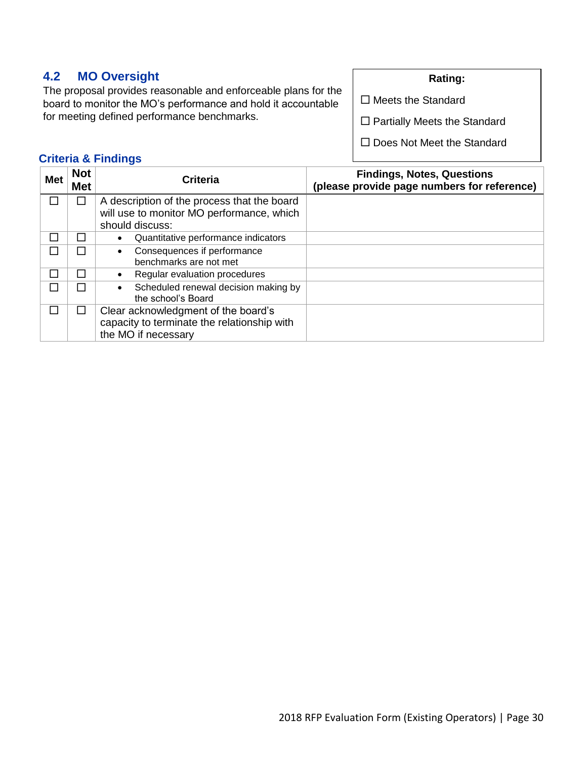## 4.2 MO Oversight

The proposal provides reasonable and enforceable plans for the board to monitor the MO's performance and hold it accountable for meeting defined performance benchmarks.

**Rating:**

☐ Meets the Standard

☐ Partially Meets the Standard

☐ Does Not Meet the Standard

### Criteria & Findings

| Met | Not Met | Criteria | Findings, Notes, Questions (please provide page numbers for reference) |
|---|---|---|---|
| ☐ | ☐ | A description of the process that the board will use to monitor MO performance, which should discuss: | |
| ☐ | ☐ | • Quantitative performance indicators | |
| ☐ | ☐ | • Consequences if performance benchmarks are not met | |
| ☐ | ☐ | • Regular evaluation procedures | |
| ☐ | ☐ | • Scheduled renewal decision making by the school's Board | |
| ☐ | ☐ | Clear acknowledgment of the board's capacity to terminate the relationship with the MO if necessary | |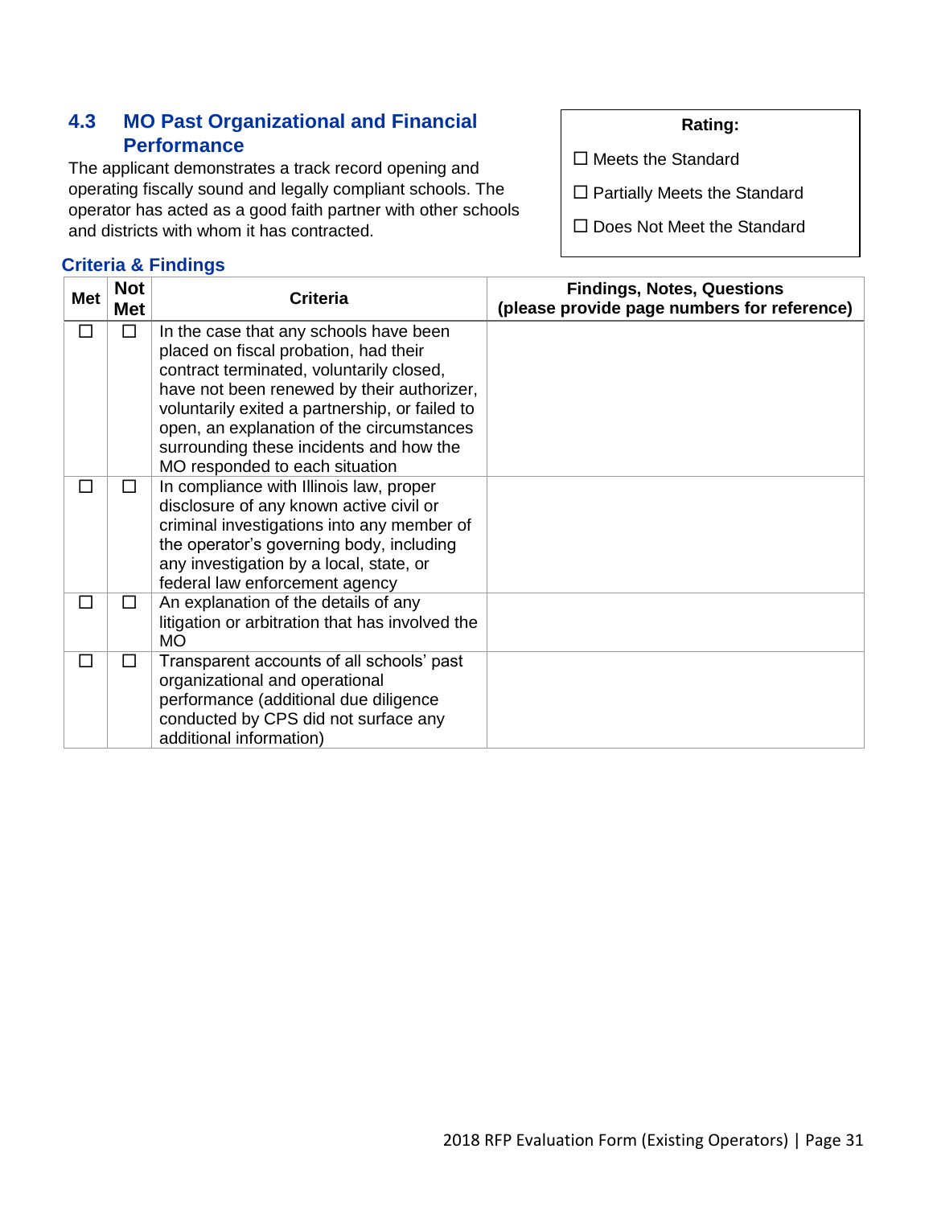## 4.3 MO Past Organizational and Financial Performance

The applicant demonstrates a track record opening and operating fiscally sound and legally compliant schools. The operator has acted as a good faith partner with other schools and districts with whom it has contracted.

**Rating:**

☐ Meets the Standard

☐ Partially Meets the Standard

☐ Does Not Meet the Standard

### Criteria & Findings

| Met | Not Met | Criteria | Findings, Notes, Questions (please provide page numbers for reference) |
|---|---|---|---|
| ☐ | ☐ | In the case that any schools have been placed on fiscal probation, had their contract terminated, voluntarily closed, have not been renewed by their authorizer, voluntarily exited a partnership, or failed to open, an explanation of the circumstances surrounding these incidents and how the MO responded to each situation | |
| ☐ | ☐ | In compliance with Illinois law, proper disclosure of any known active civil or criminal investigations into any member of the operator's governing body, including any investigation by a local, state, or federal law enforcement agency | |
| ☐ | ☐ | An explanation of the details of any litigation or arbitration that has involved the MO | |
| ☐ | ☐ | Transparent accounts of all schools' past organizational and operational performance (additional due diligence conducted by CPS did not surface any additional information) | |